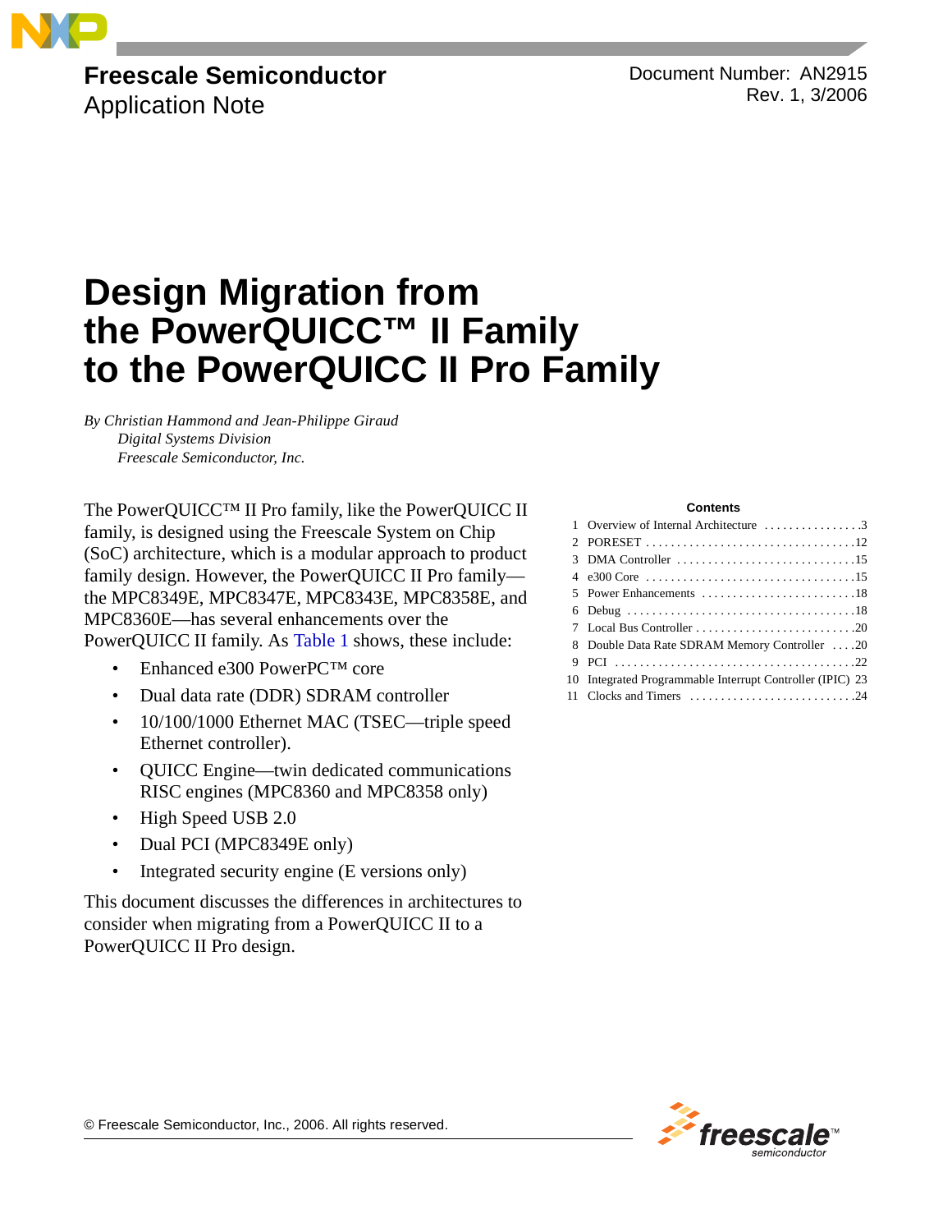**Freescale Semiconductor**
Application Note

Document Number: AN2915
Rev. 1, 3/2006

# Design Migration from the PowerQUICC™ II Family to the PowerQUICC II Pro Family

*By Christian Hammond and Jean-Philippe Giraud*
*Digital Systems Division*
*Freescale Semiconductor, Inc.*

The PowerQUICC™ II Pro family, like the PowerQUICC II family, is designed using the Freescale System on Chip (SoC) architecture, which is a modular approach to product family design. However, the PowerQUICC II Pro family—the MPC8349E, MPC8347E, MPC8343E, MPC8358E, and MPC8360E—has several enhancements over the PowerQUICC II family. As Table 1 shows, these include:

- Enhanced e300 PowerPC™ core
- Dual data rate (DDR) SDRAM controller
- 10/100/1000 Ethernet MAC (TSEC—triple speed Ethernet controller).
- QUICC Engine—twin dedicated communications RISC engines (MPC8360 and MPC8358 only)
- High Speed USB 2.0
- Dual PCI (MPC8349E only)
- Integrated security engine (E versions only)

This document discusses the differences in architectures to consider when migrating from a PowerQUICC II to a PowerQUICC II Pro design.

**Contents**

| | | |
|---|---|---|
| 1 | Overview of Internal Architecture | 3 |
| 2 | PORESET | 12 |
| 3 | DMA Controller | 15 |
| 4 | e300 Core | 15 |
| 5 | Power Enhancements | 18 |
| 6 | Debug | 18 |
| 7 | Local Bus Controller | 20 |
| 8 | Double Data Rate SDRAM Memory Controller | 20 |
| 9 | PCI | 22 |
| 10 | Integrated Programmable Interrupt Controller (IPIC) | 23 |
| 11 | Clocks and Timers | 24 |

© Freescale Semiconductor, Inc., 2006. All rights reserved.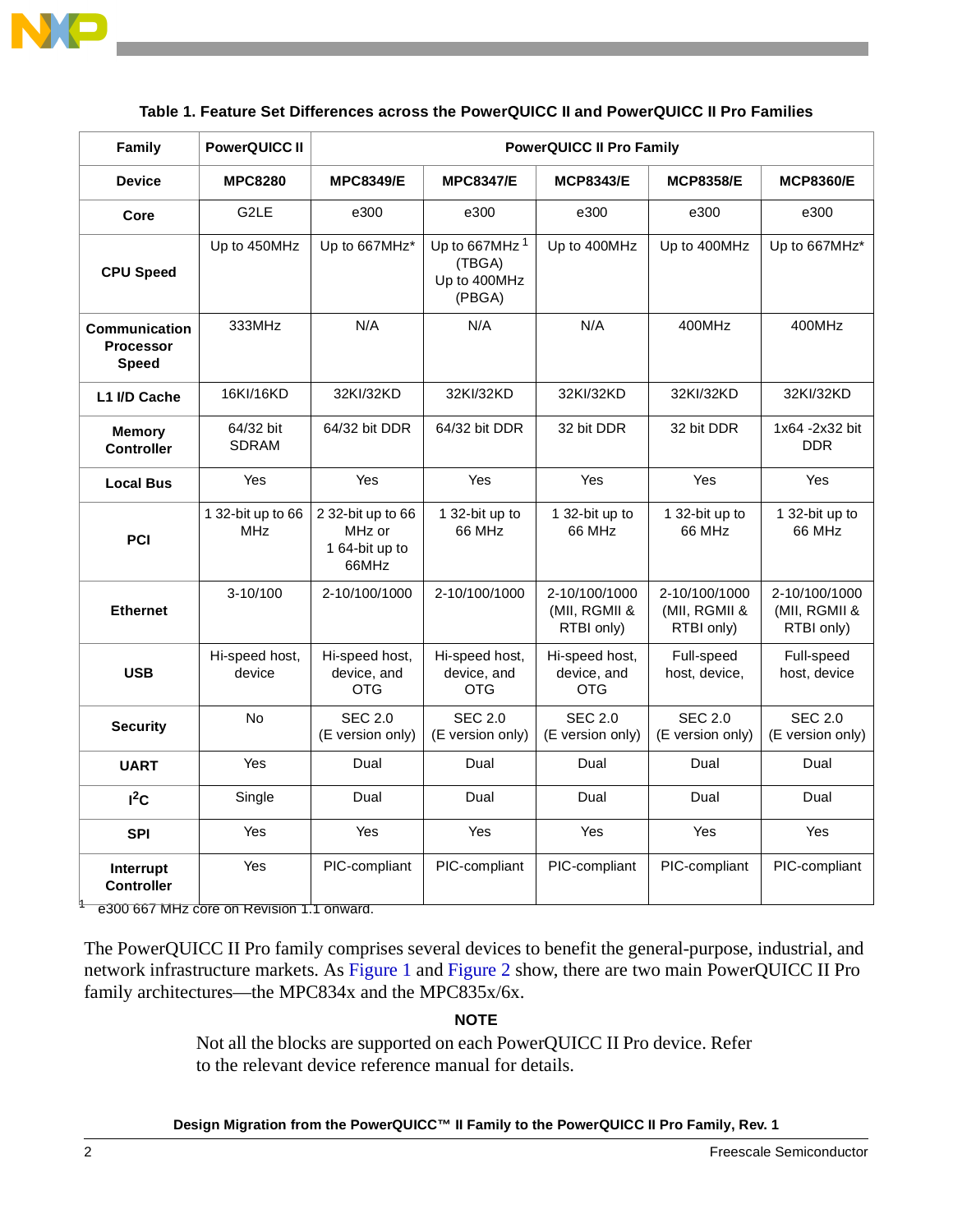**Table 1. Feature Set Differences across the PowerQUICC II and PowerQUICC II Pro Families**

| Family | PowerQUICC II | PowerQUICC II Pro Family | | | | |
|---|---|---|---|---|---|---|
| **Device** | **MPC8280** | **MPC8349/E** | **MPC8347/E** | **MCP8343/E** | **MCP8358/E** | **MCP8360/E** |
| **Core** | G2LE | e300 | e300 | e300 | e300 | e300 |
| **CPU Speed** | Up to 450MHz | Up to 667MHz* | Up to 667MHz [1] (TBGA) Up to 400MHz (PBGA) | Up to 400MHz | Up to 400MHz | Up to 667MHz* |
| **Communication Processor Speed** | 333MHz | N/A | N/A | N/A | 400MHz | 400MHz |
| **L1 I/D Cache** | 16KI/16KD | 32KI/32KD | 32KI/32KD | 32KI/32KD | 32KI/32KD | 32KI/32KD |
| **Memory Controller** | 64/32 bit SDRAM | 64/32 bit DDR | 64/32 bit DDR | 32 bit DDR | 32 bit DDR | 1x64 -2x32 bit DDR |
| **Local Bus** | Yes | Yes | Yes | Yes | Yes | Yes |
| **PCI** | 1 32-bit up to 66 MHz | 2 32-bit up to 66 MHz or 1 64-bit up to 66MHz | 1 32-bit up to 66 MHz | 1 32-bit up to 66 MHz | 1 32-bit up to 66 MHz | 1 32-bit up to 66 MHz |
| **Ethernet** | 3-10/100 | 2-10/100/1000 | 2-10/100/1000 | 2-10/100/1000 (MII, RGMII & RTBI only) | 2-10/100/1000 (MII, RGMII & RTBI only) | 2-10/100/1000 (MII, RGMII & RTBI only) |
| **USB** | Hi-speed host, device | Hi-speed host, device, and OTG | Hi-speed host, device, and OTG | Hi-speed host, device, and OTG | Full-speed host, device, | Full-speed host, device |
| **Security** | No | SEC 2.0 (E version only) | SEC 2.0 (E version only) | SEC 2.0 (E version only) | SEC 2.0 (E version only) | SEC 2.0 (E version only) |
| **UART** | Yes | Dual | Dual | Dual | Dual | Dual |
| **I²C** | Single | Dual | Dual | Dual | Dual | Dual |
| **SPI** | Yes | Yes | Yes | Yes | Yes | Yes |
| **Interrupt Controller** | Yes | PIC-compliant | PIC-compliant | PIC-compliant | PIC-compliant | PIC-compliant |

[1] e300 667 MHz core on Revision 1.1 onward.

The PowerQUICC II Pro family comprises several devices to benefit the general-purpose, industrial, and network infrastructure markets. As Figure 1 and Figure 2 show, there are two main PowerQUICC II Pro family architectures—the MPC834x and the MPC835x/6x.

**NOTE**

Not all the blocks are supported on each PowerQUICC II Pro device. Refer to the relevant device reference manual for details.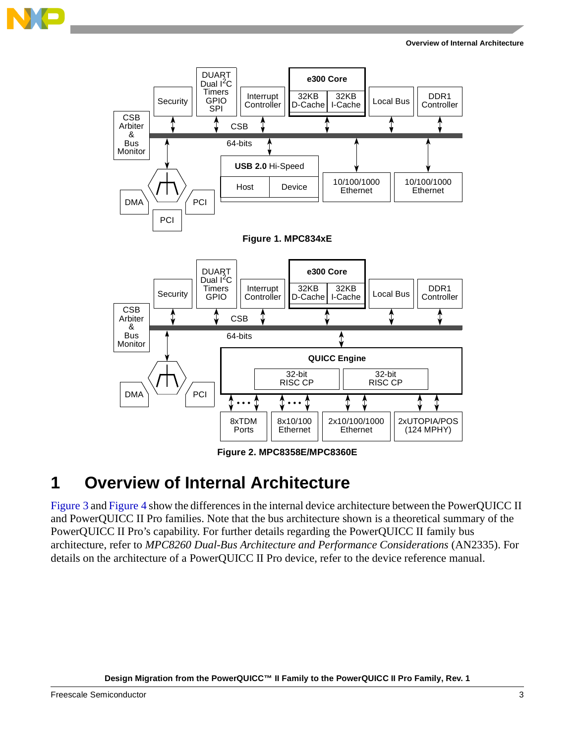Figure 1. MPC834xE

Figure 2. MPC8358E/MPC8360E

# 1 Overview of Internal Architecture

Figure 3 and Figure 4 show the differences in the internal device architecture between the PowerQUICC II and PowerQUICC II Pro families. Note that the bus architecture shown is a theoretical summary of the PowerQUICC II Pro's capability. For further details regarding the PowerQUICC II family bus architecture, refer to *MPC8260 Dual-Bus Architecture and Performance Considerations* (AN2335). For details on the architecture of a PowerQUICC II Pro device, refer to the device reference manual.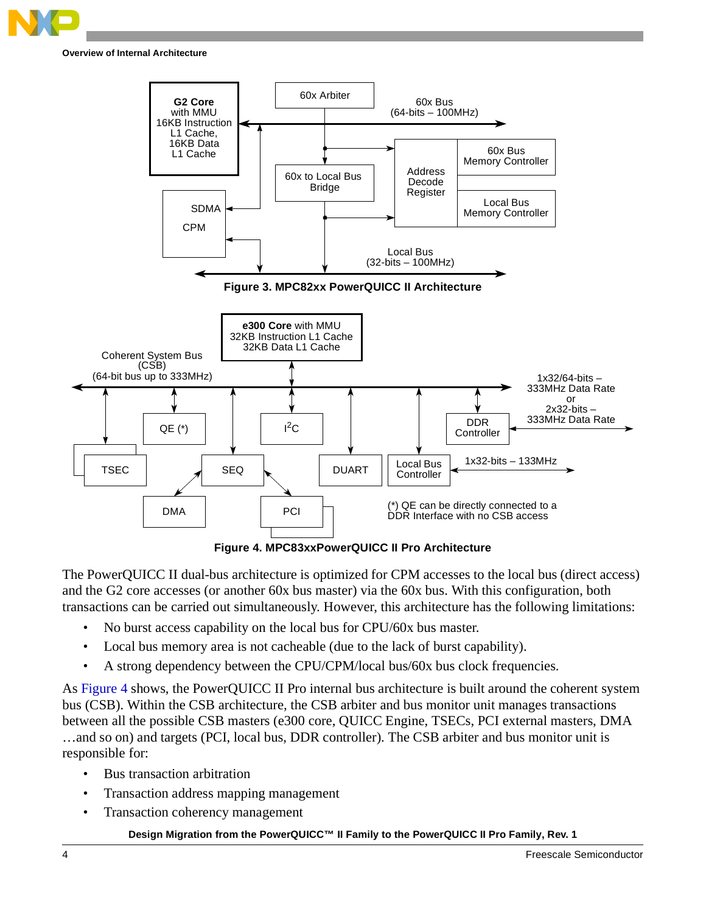Figure 3. MPC82xx PowerQUICC II Architecture

Figure 4. MPC83xxPowerQUICC II Pro Architecture

The PowerQUICC II dual-bus architecture is optimized for CPM accesses to the local bus (direct access) and the G2 core accesses (or another 60x bus master) via the 60x bus. With this configuration, both transactions can be carried out simultaneously. However, this architecture has the following limitations:

- No burst access capability on the local bus for CPU/60x bus master.
- Local bus memory area is not cacheable (due to the lack of burst capability).
- A strong dependency between the CPU/CPM/local bus/60x bus clock frequencies.

As Figure 4 shows, the PowerQUICC II Pro internal bus architecture is built around the coherent system bus (CSB). Within the CSB architecture, the CSB arbiter and bus monitor unit manages transactions between all the possible CSB masters (e300 core, QUICC Engine, TSECs, PCI external masters, DMA …and so on) and targets (PCI, local bus, DDR controller). The CSB arbiter and bus monitor unit is responsible for:

- Bus transaction arbitration
- Transaction address mapping management
- Transaction coherency management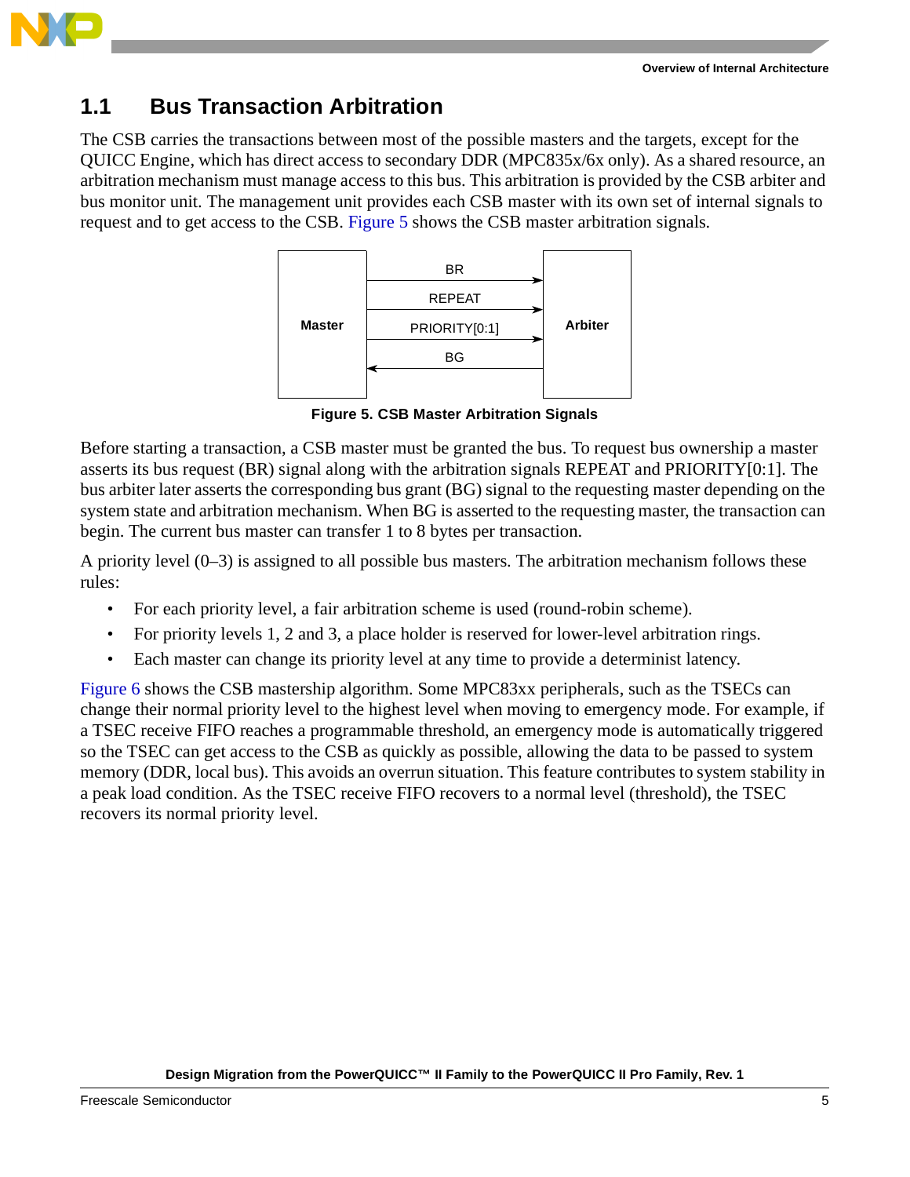## 1.1 Bus Transaction Arbitration

The CSB carries the transactions between most of the possible masters and the targets, except for the QUICC Engine, which has direct access to secondary DDR (MPC835x/6x only). As a shared resource, an arbitration mechanism must manage access to this bus. This arbitration is provided by the CSB arbiter and bus monitor unit. The management unit provides each CSB master with its own set of internal signals to request and to get access to the CSB. Figure 5 shows the CSB master arbitration signals.

Master — BR → Arbiter
Master — REPEAT → Arbiter
Master — PRIORITY[0:1] → Arbiter
Master ← BG — Arbiter

**Figure 5. CSB Master Arbitration Signals**

Before starting a transaction, a CSB master must be granted the bus. To request bus ownership a master asserts its bus request (BR) signal along with the arbitration signals REPEAT and PRIORITY[0:1]. The bus arbiter later asserts the corresponding bus grant (BG) signal to the requesting master depending on the system state and arbitration mechanism. When BG is asserted to the requesting master, the transaction can begin. The current bus master can transfer 1 to 8 bytes per transaction.

A priority level (0–3) is assigned to all possible bus masters. The arbitration mechanism follows these rules:

- For each priority level, a fair arbitration scheme is used (round-robin scheme).
- For priority levels 1, 2 and 3, a place holder is reserved for lower-level arbitration rings.
- Each master can change its priority level at any time to provide a determinist latency.

Figure 6 shows the CSB mastership algorithm. Some MPC83xx peripherals, such as the TSECs can change their normal priority level to the highest level when moving to emergency mode. For example, if a TSEC receive FIFO reaches a programmable threshold, an emergency mode is automatically triggered so the TSEC can get access to the CSB as quickly as possible, allowing the data to be passed to system memory (DDR, local bus). This avoids an overrun situation. This feature contributes to system stability in a peak load condition. As the TSEC receive FIFO recovers to a normal level (threshold), the TSEC recovers its normal priority level.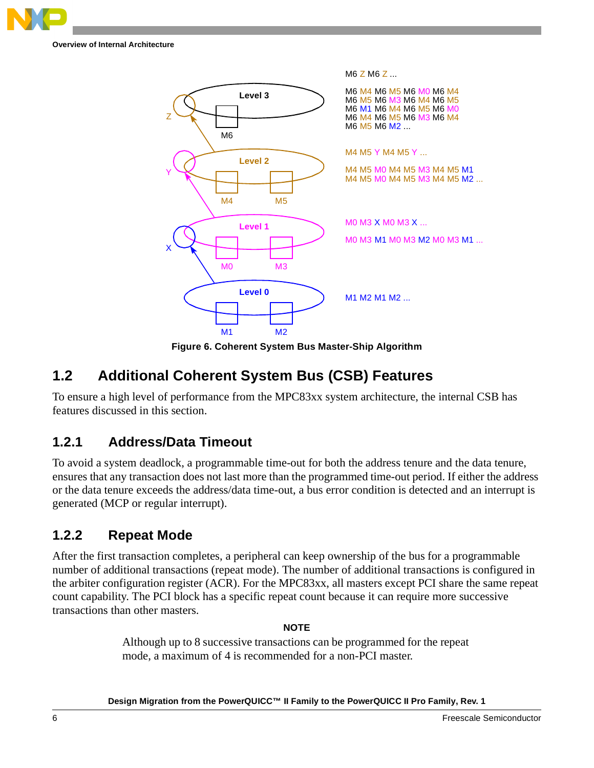M6 Z M6 Z ...

M6 M4 M6 M5 M6 M0 M6 M4
M6 M5 M6 M3 M6 M4 M6 M5
M6 M1 M6 M4 M6 M5 M6 M0
M6 M4 M6 M5 M6 M3 M6 M4
M6 M5 M6 M2 ...

M4 M5 Y M4 M5 Y ...

M4 M5 M0 M4 M5 M3 M4 M5 M1
M4 M5 M0 M4 M5 M3 M4 M5 M2 ...

M0 M3 X M0 M3 X ...

M0 M3 M1 M0 M3 M2 M0 M3 M1 ...

M1 M2 M1 M2 ...

Level 3 — M6 — Z

Level 2 — M4, M5 — Y

Level 1 — M0, M3 — X

Level 0 — M1, M2

**Figure 6. Coherent System Bus Master-Ship Algorithm**

## 1.2 Additional Coherent System Bus (CSB) Features

To ensure a high level of performance from the MPC83xx system architecture, the internal CSB has features discussed in this section.

### 1.2.1 Address/Data Timeout

To avoid a system deadlock, a programmable time-out for both the address tenure and the data tenure, ensures that any transaction does not last more than the programmed time-out period. If either the address or the data tenure exceeds the address/data time-out, a bus error condition is detected and an interrupt is generated (MCP or regular interrupt).

### 1.2.2 Repeat Mode

After the first transaction completes, a peripheral can keep ownership of the bus for a programmable number of additional transactions (repeat mode). The number of additional transactions is configured in the arbiter configuration register (ACR). For the MPC83xx, all masters except PCI share the same repeat count capability. The PCI block has a specific repeat count because it can require more successive transactions than other masters.

**NOTE**

Although up to 8 successive transactions can be programmed for the repeat mode, a maximum of 4 is recommended for a non-PCI master.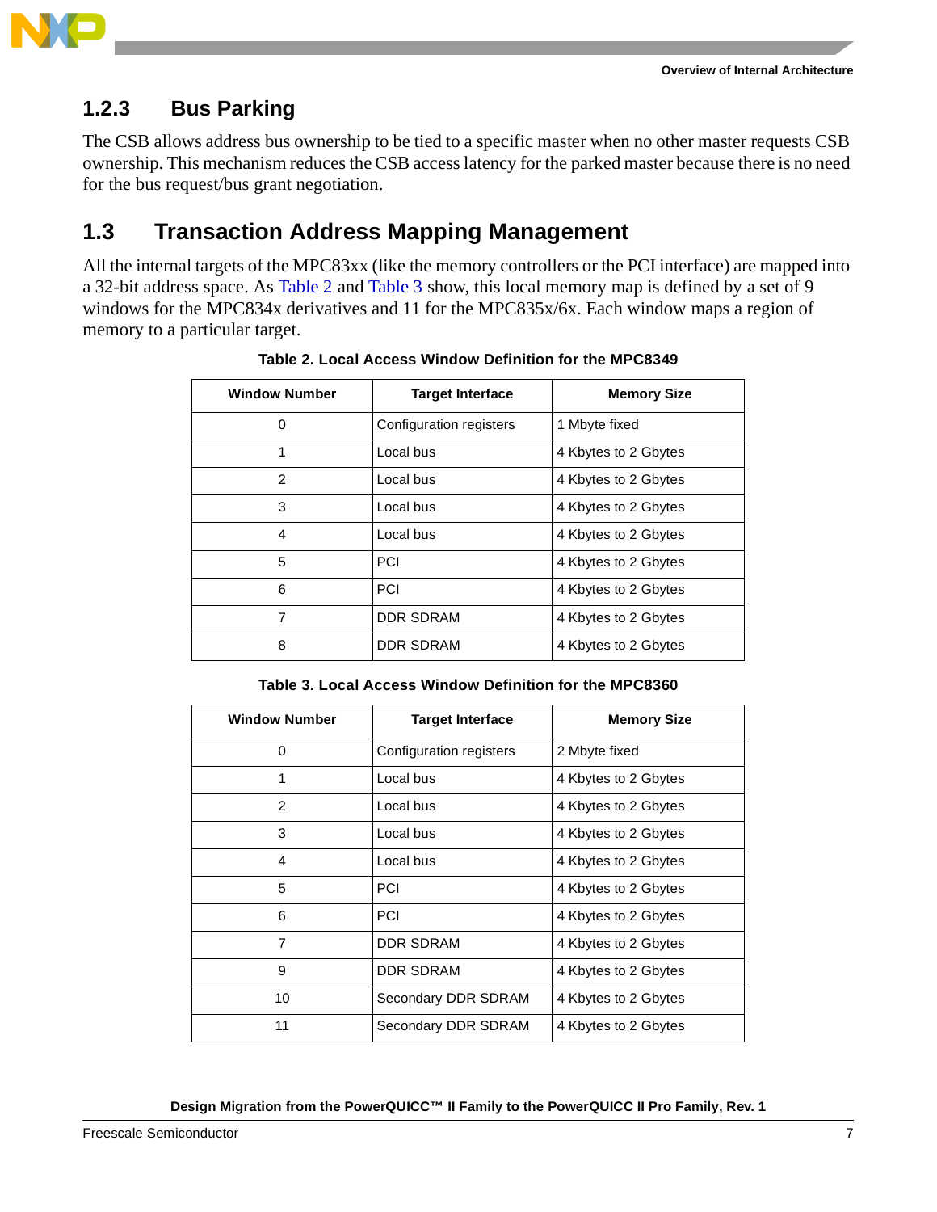### 1.2.3 Bus Parking

The CSB allows address bus ownership to be tied to a specific master when no other master requests CSB ownership. This mechanism reduces the CSB access latency for the parked master because there is no need for the bus request/bus grant negotiation.

## 1.3 Transaction Address Mapping Management

All the internal targets of the MPC83xx (like the memory controllers or the PCI interface) are mapped into a 32-bit address space. As Table 2 and Table 3 show, this local memory map is defined by a set of 9 windows for the MPC834x derivatives and 11 for the MPC835x/6x. Each window maps a region of memory to a particular target.

**Table 2. Local Access Window Definition for the MPC8349**

| Window Number | Target Interface | Memory Size |
|---|---|---|
| 0 | Configuration registers | 1 Mbyte fixed |
| 1 | Local bus | 4 Kbytes to 2 Gbytes |
| 2 | Local bus | 4 Kbytes to 2 Gbytes |
| 3 | Local bus | 4 Kbytes to 2 Gbytes |
| 4 | Local bus | 4 Kbytes to 2 Gbytes |
| 5 | PCI | 4 Kbytes to 2 Gbytes |
| 6 | PCI | 4 Kbytes to 2 Gbytes |
| 7 | DDR SDRAM | 4 Kbytes to 2 Gbytes |
| 8 | DDR SDRAM | 4 Kbytes to 2 Gbytes |

**Table 3. Local Access Window Definition for the MPC8360**

| Window Number | Target Interface | Memory Size |
|---|---|---|
| 0 | Configuration registers | 2 Mbyte fixed |
| 1 | Local bus | 4 Kbytes to 2 Gbytes |
| 2 | Local bus | 4 Kbytes to 2 Gbytes |
| 3 | Local bus | 4 Kbytes to 2 Gbytes |
| 4 | Local bus | 4 Kbytes to 2 Gbytes |
| 5 | PCI | 4 Kbytes to 2 Gbytes |
| 6 | PCI | 4 Kbytes to 2 Gbytes |
| 7 | DDR SDRAM | 4 Kbytes to 2 Gbytes |
| 9 | DDR SDRAM | 4 Kbytes to 2 Gbytes |
| 10 | Secondary DDR SDRAM | 4 Kbytes to 2 Gbytes |
| 11 | Secondary DDR SDRAM | 4 Kbytes to 2 Gbytes |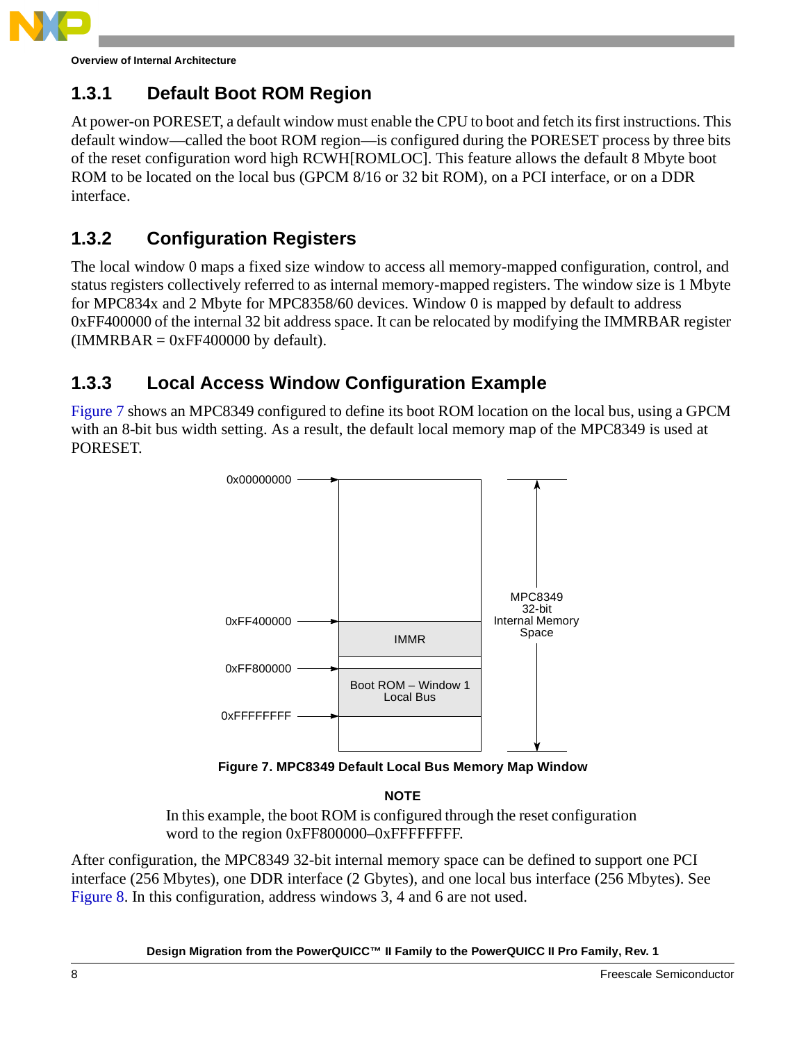### 1.3.1 Default Boot ROM Region

At power-on PORESET, a default window must enable the CPU to boot and fetch its first instructions. This default window—called the boot ROM region—is configured during the PORESET process by three bits of the reset configuration word high RCWH[ROMLOC]. This feature allows the default 8 Mbyte boot ROM to be located on the local bus (GPCM 8/16 or 32 bit ROM), on a PCI interface, or on a DDR interface.

### 1.3.2 Configuration Registers

The local window 0 maps a fixed size window to access all memory-mapped configuration, control, and status registers collectively referred to as internal memory-mapped registers. The window size is 1 Mbyte for MPC834x and 2 Mbyte for MPC8358/60 devices. Window 0 is mapped by default to address 0xFF400000 of the internal 32 bit address space. It can be relocated by modifying the IMMRBAR register (IMMRBAR = 0xFF400000 by default).

### 1.3.3 Local Access Window Configuration Example

Figure 7 shows an MPC8349 configured to define its boot ROM location on the local bus, using a GPCM with an 8-bit bus width setting. As a result, the default local memory map of the MPC8349 is used at PORESET.

0x00000000

0xFF400000 — IMMR

0xFF800000 — Boot ROM – Window 1 Local Bus

0xFFFFFFFF

MPC8349 32-bit Internal Memory Space

**Figure 7. MPC8349 Default Local Bus Memory Map Window**

**NOTE**

In this example, the boot ROM is configured through the reset configuration word to the region 0xFF800000–0xFFFFFFFF.

After configuration, the MPC8349 32-bit internal memory space can be defined to support one PCI interface (256 Mbytes), one DDR interface (2 Gbytes), and one local bus interface (256 Mbytes). See Figure 8. In this configuration, address windows 3, 4 and 6 are not used.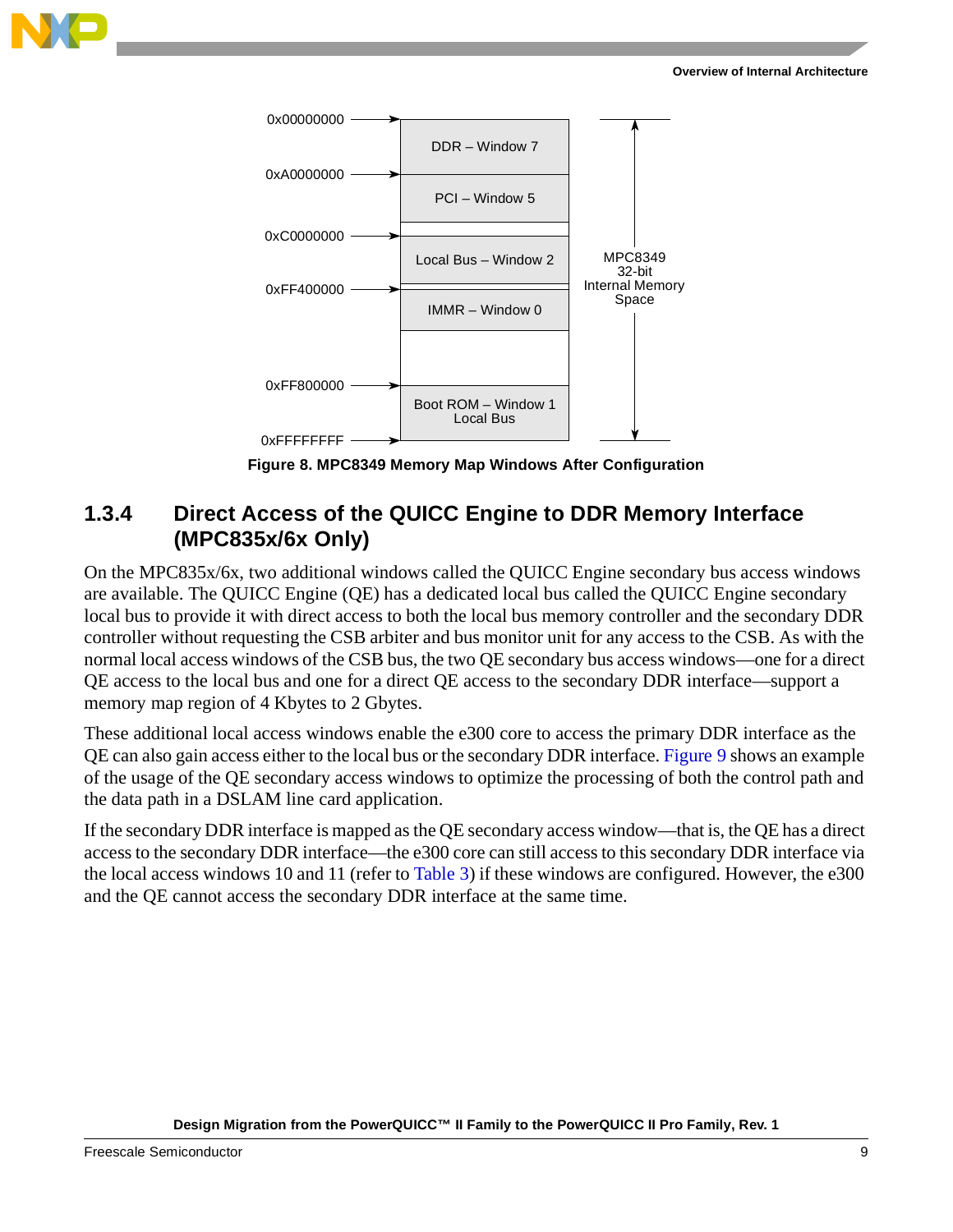| Address | Window |
|---|---|
| 0x00000000 | DDR – Window 7 |
| 0xA0000000 | PCI – Window 5 |
| 0xC0000000 | Local Bus – Window 2 |
| 0xFF400000 | IMMR – Window 0 |
| 0xFF800000 | Boot ROM – Window 1 Local Bus |
| 0xFFFFFFFF | |

MPC8349 32-bit Internal Memory Space

**Figure 8. MPC8349 Memory Map Windows After Configuration**

### 1.3.4 Direct Access of the QUICC Engine to DDR Memory Interface (MPC835x/6x Only)

On the MPC835x/6x, two additional windows called the QUICC Engine secondary bus access windows are available. The QUICC Engine (QE) has a dedicated local bus called the QUICC Engine secondary local bus to provide it with direct access to both the local bus memory controller and the secondary DDR controller without requesting the CSB arbiter and bus monitor unit for any access to the CSB. As with the normal local access windows of the CSB bus, the two QE secondary bus access windows—one for a direct QE access to the local bus and one for a direct QE access to the secondary DDR interface—support a memory map region of 4 Kbytes to 2 Gbytes.

These additional local access windows enable the e300 core to access the primary DDR interface as the QE can also gain access either to the local bus or the secondary DDR interface. Figure 9 shows an example of the usage of the QE secondary access windows to optimize the processing of both the control path and the data path in a DSLAM line card application.

If the secondary DDR interface is mapped as the QE secondary access window—that is, the QE has a direct access to the secondary DDR interface—the e300 core can still access to this secondary DDR interface via the local access windows 10 and 11 (refer to Table 3) if these windows are configured. However, the e300 and the QE cannot access the secondary DDR interface at the same time.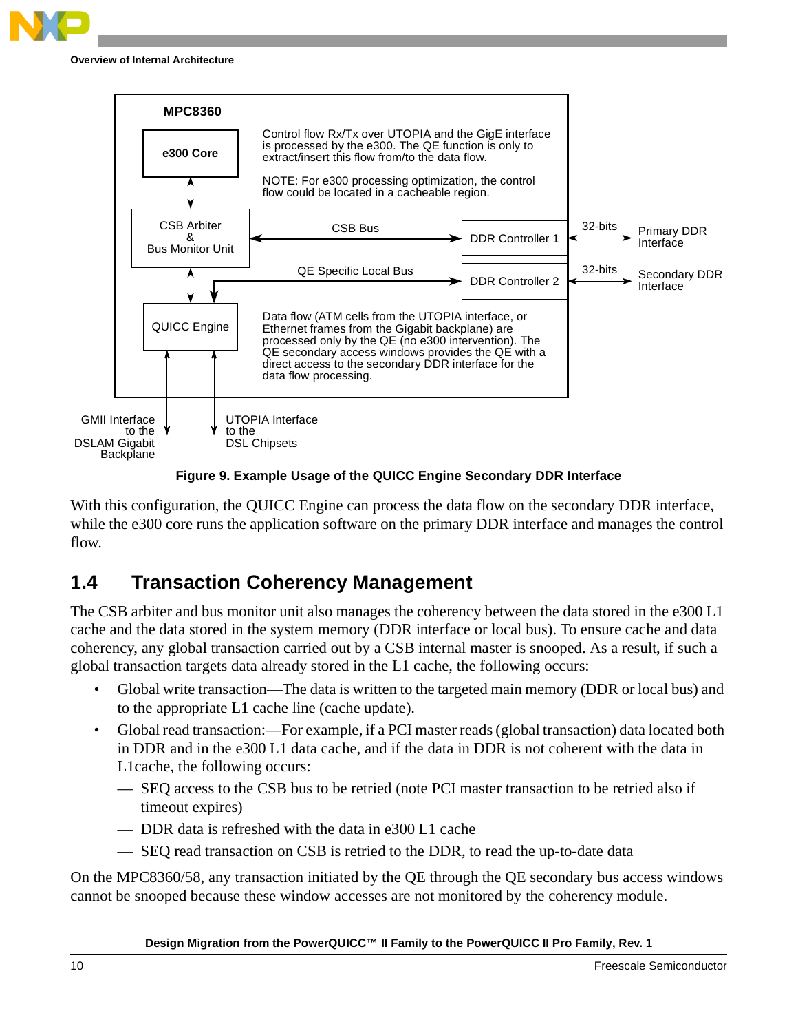MPC8360

e300 Core

Control flow Rx/Tx over UTOPIA and the GigE interface is processed by the e300. The QE function is only to extract/insert this flow from/to the data flow.

NOTE: For e300 processing optimization, the control flow could be located in a cacheable region.

CSB Arbiter & Bus Monitor Unit

CSB Bus

DDR Controller 1

32-bits

Primary DDR Interface

QE Specific Local Bus

DDR Controller 2

32-bits

Secondary DDR Interface

QUICC Engine

Data flow (ATM cells from the UTOPIA interface, or Ethernet frames from the Gigabit backplane) are processed only by the QE (no e300 intervention). The QE secondary access windows provides the QE with a direct access to the secondary DDR interface for the data flow processing.

GMII Interface to the DSLAM Gigabit Backplane

UTOPIA Interface to the DSL Chipsets

**Figure 9. Example Usage of the QUICC Engine Secondary DDR Interface**

With this configuration, the QUICC Engine can process the data flow on the secondary DDR interface, while the e300 core runs the application software on the primary DDR interface and manages the control flow.

## 1.4 Transaction Coherency Management

The CSB arbiter and bus monitor unit also manages the coherency between the data stored in the e300 L1 cache and the data stored in the system memory (DDR interface or local bus). To ensure cache and data coherency, any global transaction carried out by a CSB internal master is snooped. As a result, if such a global transaction targets data already stored in the L1 cache, the following occurs:

- Global write transaction—The data is written to the targeted main memory (DDR or local bus) and to the appropriate L1 cache line (cache update).
- Global read transaction:—For example, if a PCI master reads (global transaction) data located both in DDR and in the e300 L1 data cache, and if the data in DDR is not coherent with the data in L1cache, the following occurs:
  - — SEQ access to the CSB bus to be retried (note PCI master transaction to be retried also if timeout expires)
  - — DDR data is refreshed with the data in e300 L1 cache
  - — SEQ read transaction on CSB is retried to the DDR, to read the up-to-date data

On the MPC8360/58, any transaction initiated by the QE through the QE secondary bus access windows cannot be snooped because these window accesses are not monitored by the coherency module.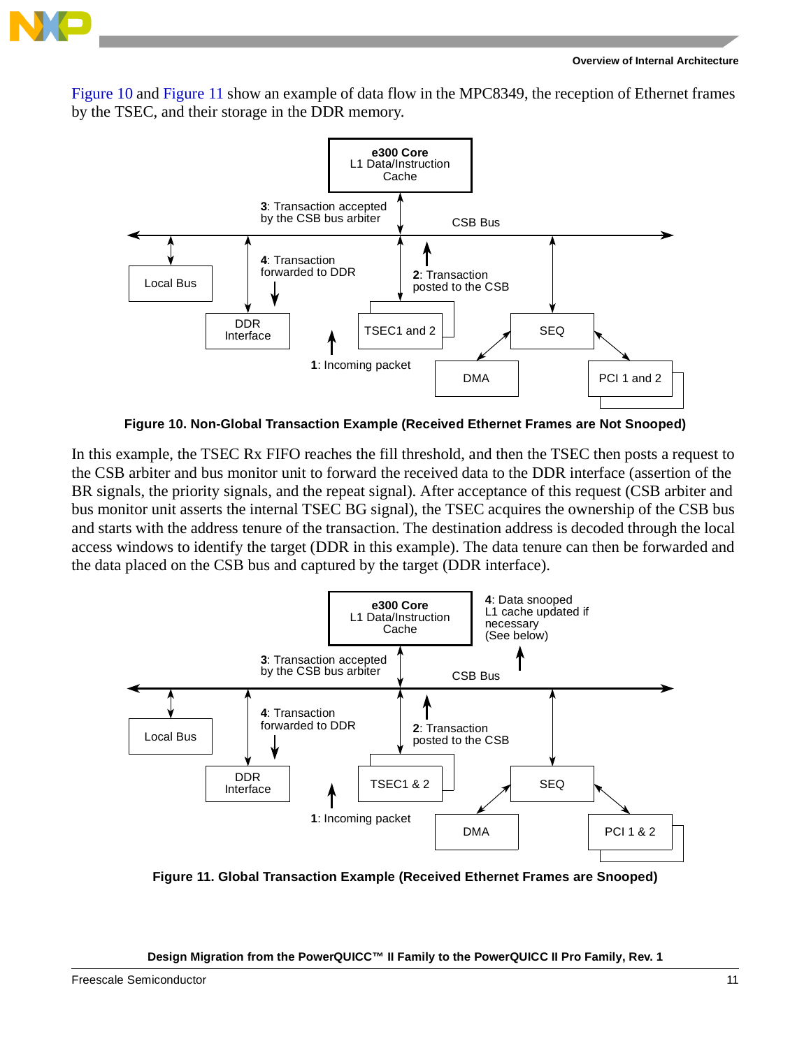Figure 10 and Figure 11 show an example of data flow in the MPC8349, the reception of Ethernet frames by the TSEC, and their storage in the DDR memory.

**Figure 10. Non-Global Transaction Example (Received Ethernet Frames are Not Snooped)**

In this example, the TSEC Rx FIFO reaches the fill threshold, and then the TSEC then posts a request to the CSB arbiter and bus monitor unit to forward the received data to the DDR interface (assertion of the BR signals, the priority signals, and the repeat signal). After acceptance of this request (CSB arbiter and bus monitor unit asserts the internal TSEC BG signal), the TSEC acquires the ownership of the CSB bus and starts with the address tenure of the transaction. The destination address is decoded through the local access windows to identify the target (DDR in this example). The data tenure can then be forwarded and the data placed on the CSB bus and captured by the target (DDR interface).

**Figure 11. Global Transaction Example (Received Ethernet Frames are Snooped)**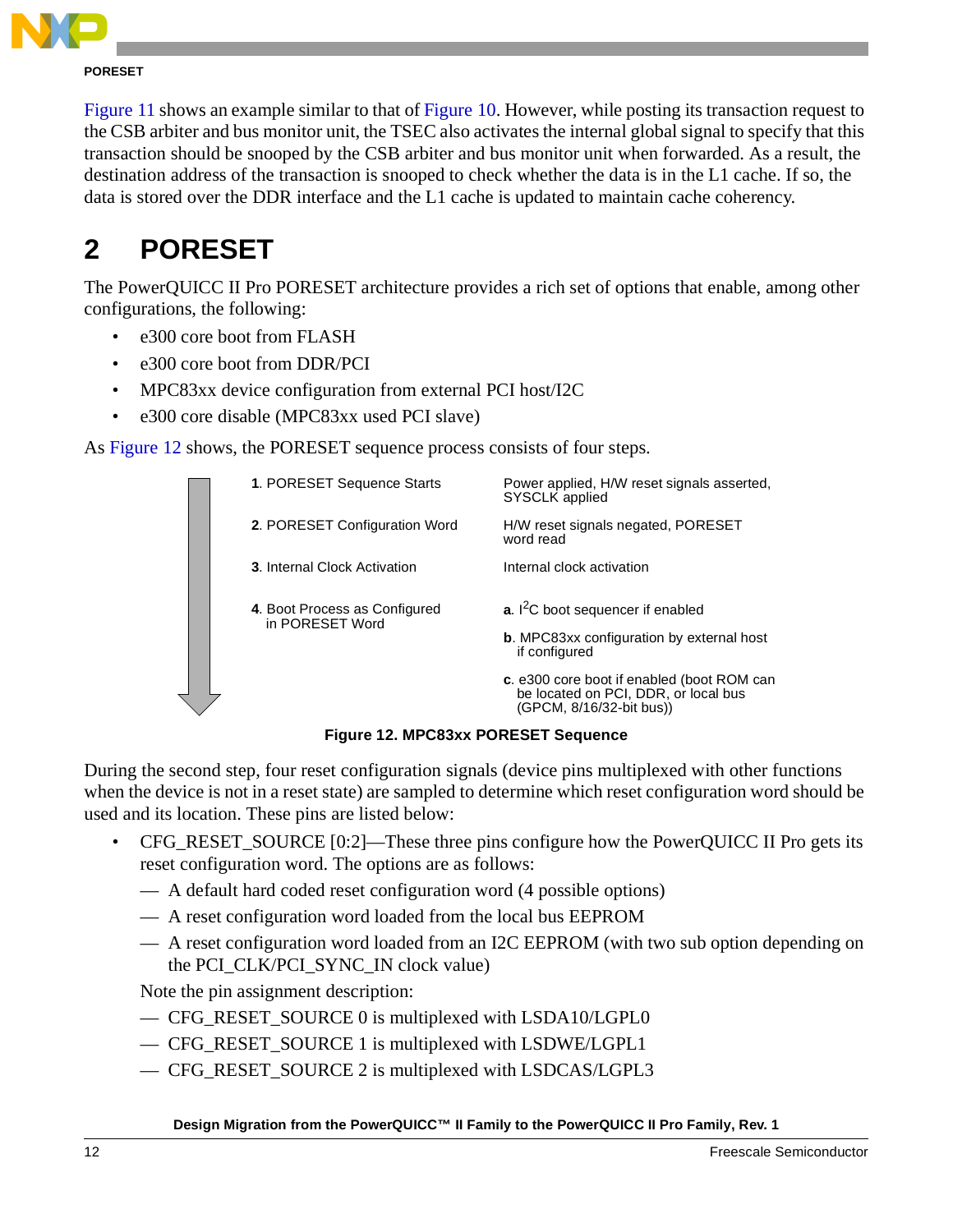Figure 11 shows an example similar to that of Figure 10. However, while posting its transaction request to the CSB arbiter and bus monitor unit, the TSEC also activates the internal global signal to specify that this transaction should be snooped by the CSB arbiter and bus monitor unit when forwarded. As a result, the destination address of the transaction is snooped to check whether the data is in the L1 cache. If so, the data is stored over the DDR interface and the L1 cache is updated to maintain cache coherency.

# 2 PORESET

The PowerQUICC II Pro PORESET architecture provides a rich set of options that enable, among other configurations, the following:

- e300 core boot from FLASH
- e300 core boot from DDR/PCI
- MPC83xx device configuration from external PCI host/I2C
- e300 core disable (MPC83xx used PCI slave)

As Figure 12 shows, the PORESET sequence process consists of four steps.

| Step | Description |
|---|---|
| **1**. PORESET Sequence Starts | Power applied, H/W reset signals asserted, SYSCLK applied |
| **2**. PORESET Configuration Word | H/W reset signals negated, PORESET word read |
| **3**. Internal Clock Activation | Internal clock activation |
| **4**. Boot Process as Configured in PORESET Word | **a**. $I^2C$ boot sequencer if enabled<br>**b**. MPC83xx configuration by external host if configured<br>**c**. e300 core boot if enabled (boot ROM can be located on PCI, DDR, or local bus (GPCM, 8/16/32-bit bus)) |

**Figure 12. MPC83xx PORESET Sequence**

During the second step, four reset configuration signals (device pins multiplexed with other functions when the device is not in a reset state) are sampled to determine which reset configuration word should be used and its location. These pins are listed below:

- CFG_RESET_SOURCE [0:2]—These three pins configure how the PowerQUICC II Pro gets its reset configuration word. The options are as follows:
  - — A default hard coded reset configuration word (4 possible options)
  - — A reset configuration word loaded from the local bus EEPROM
  - — A reset configuration word loaded from an I2C EEPROM (with two sub option depending on the PCI_CLK/PCI_SYNC_IN clock value)

  Note the pin assignment description:
  - — CFG_RESET_SOURCE 0 is multiplexed with LSDA10/LGPL0
  - — CFG_RESET_SOURCE 1 is multiplexed with LSDWE/LGPL1
  - — CFG_RESET_SOURCE 2 is multiplexed with LSDCAS/LGPL3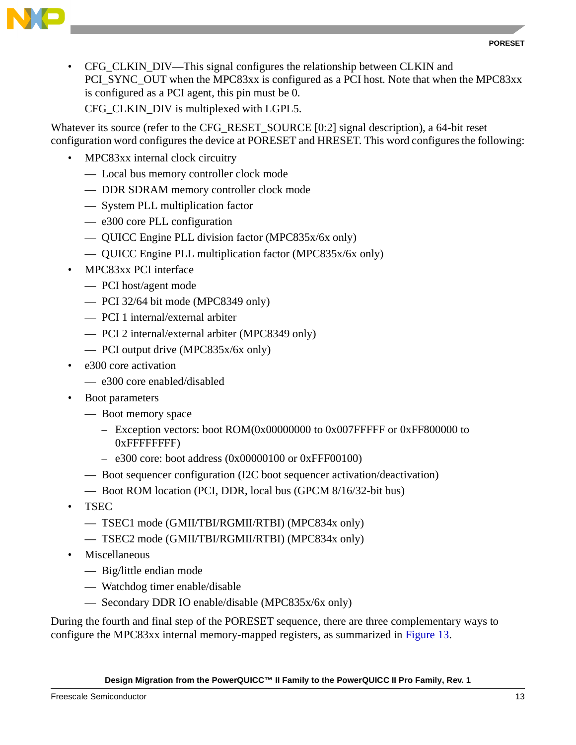- CFG_CLKIN_DIV—This signal configures the relationship between CLKIN and PCI_SYNC_OUT when the MPC83xx is configured as a PCI host. Note that when the MPC83xx is configured as a PCI agent, this pin must be 0.

  CFG_CLKIN_DIV is multiplexed with LGPL5.

Whatever its source (refer to the CFG_RESET_SOURCE [0:2] signal description), a 64-bit reset configuration word configures the device at PORESET and HRESET. This word configures the following:

- MPC83xx internal clock circuitry
  - Local bus memory controller clock mode
  - DDR SDRAM memory controller clock mode
  - System PLL multiplication factor
  - e300 core PLL configuration
  - QUICC Engine PLL division factor (MPC835x/6x only)
  - QUICC Engine PLL multiplication factor (MPC835x/6x only)
- MPC83xx PCI interface
  - PCI host/agent mode
  - PCI 32/64 bit mode (MPC8349 only)
  - PCI 1 internal/external arbiter
  - PCI 2 internal/external arbiter (MPC8349 only)
  - PCI output drive (MPC835x/6x only)
- e300 core activation
  - e300 core enabled/disabled
- Boot parameters
  - Boot memory space
    - Exception vectors: boot ROM(0x00000000 to 0x007FFFFF or 0xFF800000 to 0xFFFFFFFF)
    - e300 core: boot address (0x00000100 or 0xFFF00100)
  - Boot sequencer configuration (I2C boot sequencer activation/deactivation)
  - Boot ROM location (PCI, DDR, local bus (GPCM 8/16/32-bit bus)
- TSEC
  - TSEC1 mode (GMII/TBI/RGMII/RTBI) (MPC834x only)
  - TSEC2 mode (GMII/TBI/RGMII/RTBI) (MPC834x only)
- Miscellaneous
  - Big/little endian mode
  - Watchdog timer enable/disable
  - Secondary DDR IO enable/disable (MPC835x/6x only)

During the fourth and final step of the PORESET sequence, there are three complementary ways to configure the MPC83xx internal memory-mapped registers, as summarized in Figure 13.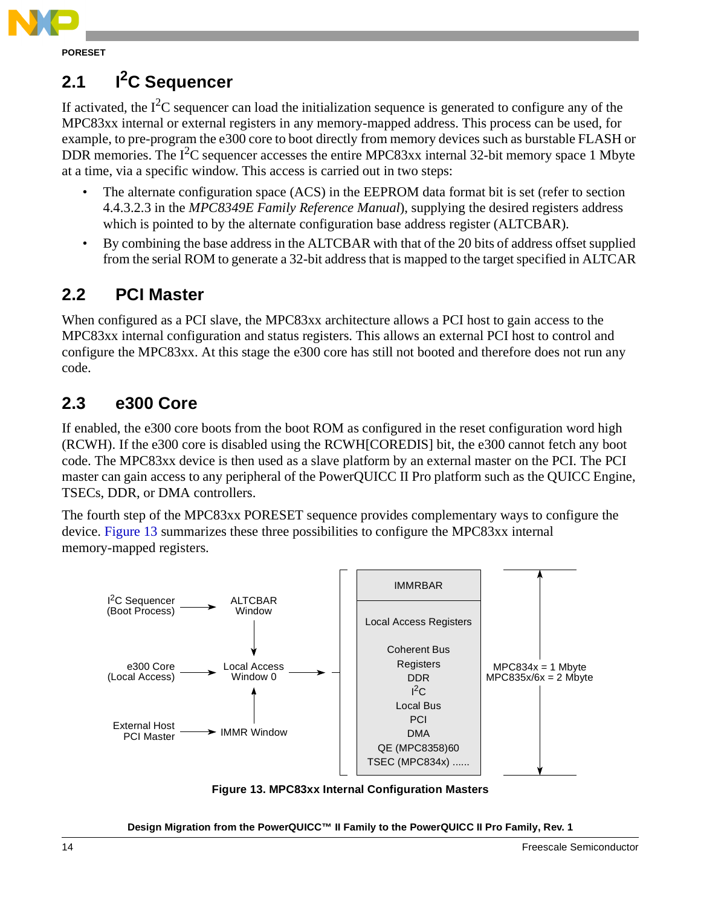## 2.1 I²C Sequencer

If activated, the I²C sequencer can load the initialization sequence is generated to configure any of the MPC83xx internal or external registers in any memory-mapped address. This process can be used, for example, to pre-program the e300 core to boot directly from memory devices such as burstable FLASH or DDR memories. The I²C sequencer accesses the entire MPC83xx internal 32-bit memory space 1 Mbyte at a time, via a specific window. This access is carried out in two steps:

- The alternate configuration space (ACS) in the EEPROM data format bit is set (refer to section 4.4.3.2.3 in the *MPC8349E Family Reference Manual*), supplying the desired registers address which is pointed to by the alternate configuration base address register (ALTCBAR).
- By combining the base address in the ALTCBAR with that of the 20 bits of address offset supplied from the serial ROM to generate a 32-bit address that is mapped to the target specified in ALTCAR

## 2.2 PCI Master

When configured as a PCI slave, the MPC83xx architecture allows a PCI host to gain access to the MPC83xx internal configuration and status registers. This allows an external PCI host to control and configure the MPC83xx. At this stage the e300 core has still not booted and therefore does not run any code.

## 2.3 e300 Core

If enabled, the e300 core boots from the boot ROM as configured in the reset configuration word high (RCWH). If the e300 core is disabled using the RCWH[COREDIS] bit, the e300 cannot fetch any boot code. The MPC83xx device is then used as a slave platform by an external master on the PCI. The PCI master can gain access to any peripheral of the PowerQUICC II Pro platform such as the QUICC Engine, TSECs, DDR, or DMA controllers.

The fourth step of the MPC83xx PORESET sequence provides complementary ways to configure the device. Figure 13 summarizes these three possibilities to configure the MPC83xx internal memory-mapped registers.

I²C Sequencer (Boot Process) → ALTCBAR Window

e300 Core (Local Access) → Local Access Window 0

External Host PCI Master → IMMR Window

IMMRBAR

Local Access Registers

Coherent Bus Registers
DDR
I²C
Local Bus
PCI
DMA
QE (MPC8358)60
TSEC (MPC834x) ......

MPC834x = 1 Mbyte
MPC835x/6x = 2 Mbyte

**Figure 13. MPC83xx Internal Configuration Masters**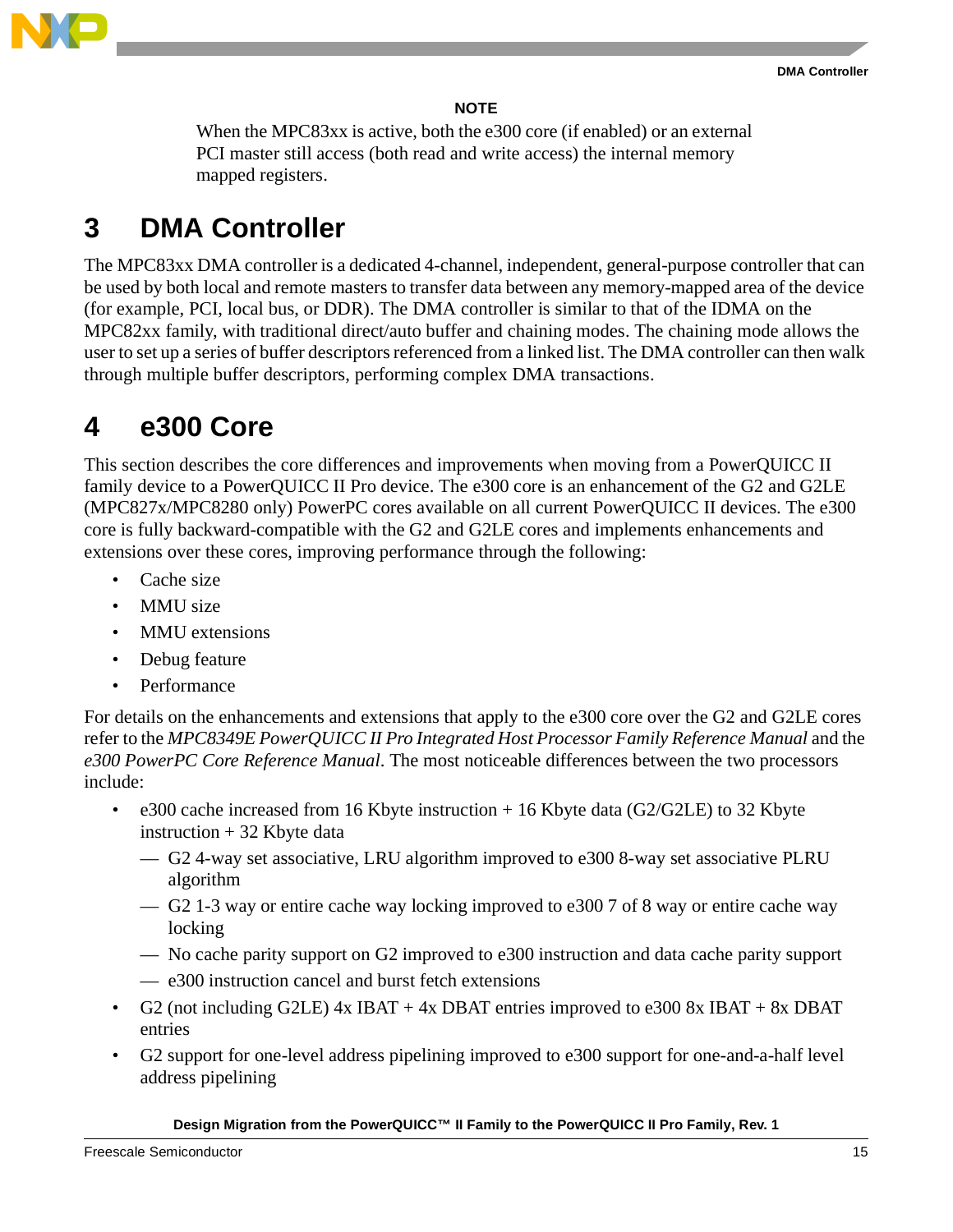**NOTE**

When the MPC83xx is active, both the e300 core (if enabled) or an external PCI master still access (both read and write access) the internal memory mapped registers.

# 3 DMA Controller

The MPC83xx DMA controller is a dedicated 4-channel, independent, general-purpose controller that can be used by both local and remote masters to transfer data between any memory-mapped area of the device (for example, PCI, local bus, or DDR). The DMA controller is similar to that of the IDMA on the MPC82xx family, with traditional direct/auto buffer and chaining modes. The chaining mode allows the user to set up a series of buffer descriptors referenced from a linked list. The DMA controller can then walk through multiple buffer descriptors, performing complex DMA transactions.

# 4 e300 Core

This section describes the core differences and improvements when moving from a PowerQUICC II family device to a PowerQUICC II Pro device. The e300 core is an enhancement of the G2 and G2LE (MPC827x/MPC8280 only) PowerPC cores available on all current PowerQUICC II devices. The e300 core is fully backward-compatible with the G2 and G2LE cores and implements enhancements and extensions over these cores, improving performance through the following:

- Cache size
- MMU size
- MMU extensions
- Debug feature
- Performance

For details on the enhancements and extensions that apply to the e300 core over the G2 and G2LE cores refer to the *MPC8349E PowerQUICC II Pro Integrated Host Processor Family Reference Manual* and the *e300 PowerPC Core Reference Manual*. The most noticeable differences between the two processors include:

- e300 cache increased from 16 Kbyte instruction + 16 Kbyte data (G2/G2LE) to 32 Kbyte instruction + 32 Kbyte data
  - G2 4-way set associative, LRU algorithm improved to e300 8-way set associative PLRU algorithm
  - G2 1-3 way or entire cache way locking improved to e300 7 of 8 way or entire cache way locking
  - No cache parity support on G2 improved to e300 instruction and data cache parity support
  - e300 instruction cancel and burst fetch extensions
- G2 (not including G2LE) 4x IBAT + 4x DBAT entries improved to e300 8x IBAT + 8x DBAT entries
- G2 support for one-level address pipelining improved to e300 support for one-and-a-half level address pipelining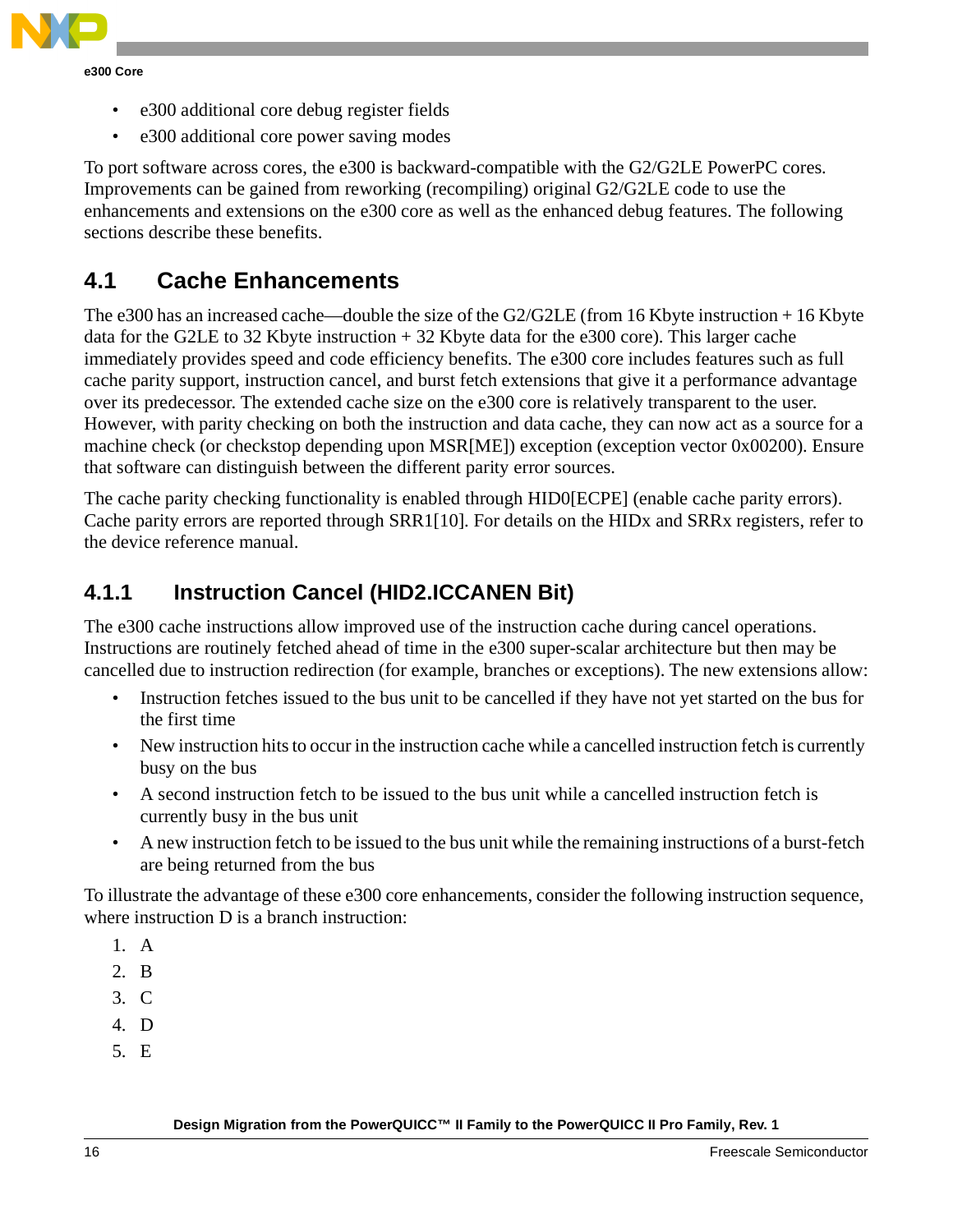- e300 additional core debug register fields
- e300 additional core power saving modes

To port software across cores, the e300 is backward-compatible with the G2/G2LE PowerPC cores. Improvements can be gained from reworking (recompiling) original G2/G2LE code to use the enhancements and extensions on the e300 core as well as the enhanced debug features. The following sections describe these benefits.

## 4.1 Cache Enhancements

The e300 has an increased cache—double the size of the G2/G2LE (from 16 Kbyte instruction + 16 Kbyte data for the G2LE to 32 Kbyte instruction + 32 Kbyte data for the e300 core). This larger cache immediately provides speed and code efficiency benefits. The e300 core includes features such as full cache parity support, instruction cancel, and burst fetch extensions that give it a performance advantage over its predecessor. The extended cache size on the e300 core is relatively transparent to the user. However, with parity checking on both the instruction and data cache, they can now act as a source for a machine check (or checkstop depending upon MSR[ME]) exception (exception vector 0x00200). Ensure that software can distinguish between the different parity error sources.

The cache parity checking functionality is enabled through HID0[ECPE] (enable cache parity errors). Cache parity errors are reported through SRR1[10]. For details on the HIDx and SRRx registers, refer to the device reference manual.

### 4.1.1 Instruction Cancel (HID2.ICCANEN Bit)

The e300 cache instructions allow improved use of the instruction cache during cancel operations. Instructions are routinely fetched ahead of time in the e300 super-scalar architecture but then may be cancelled due to instruction redirection (for example, branches or exceptions). The new extensions allow:

- Instruction fetches issued to the bus unit to be cancelled if they have not yet started on the bus for the first time
- New instruction hits to occur in the instruction cache while a cancelled instruction fetch is currently busy on the bus
- A second instruction fetch to be issued to the bus unit while a cancelled instruction fetch is currently busy in the bus unit
- A new instruction fetch to be issued to the bus unit while the remaining instructions of a burst-fetch are being returned from the bus

To illustrate the advantage of these e300 core enhancements, consider the following instruction sequence, where instruction D is a branch instruction:

1. A
2. B
3. C
4. D
5. E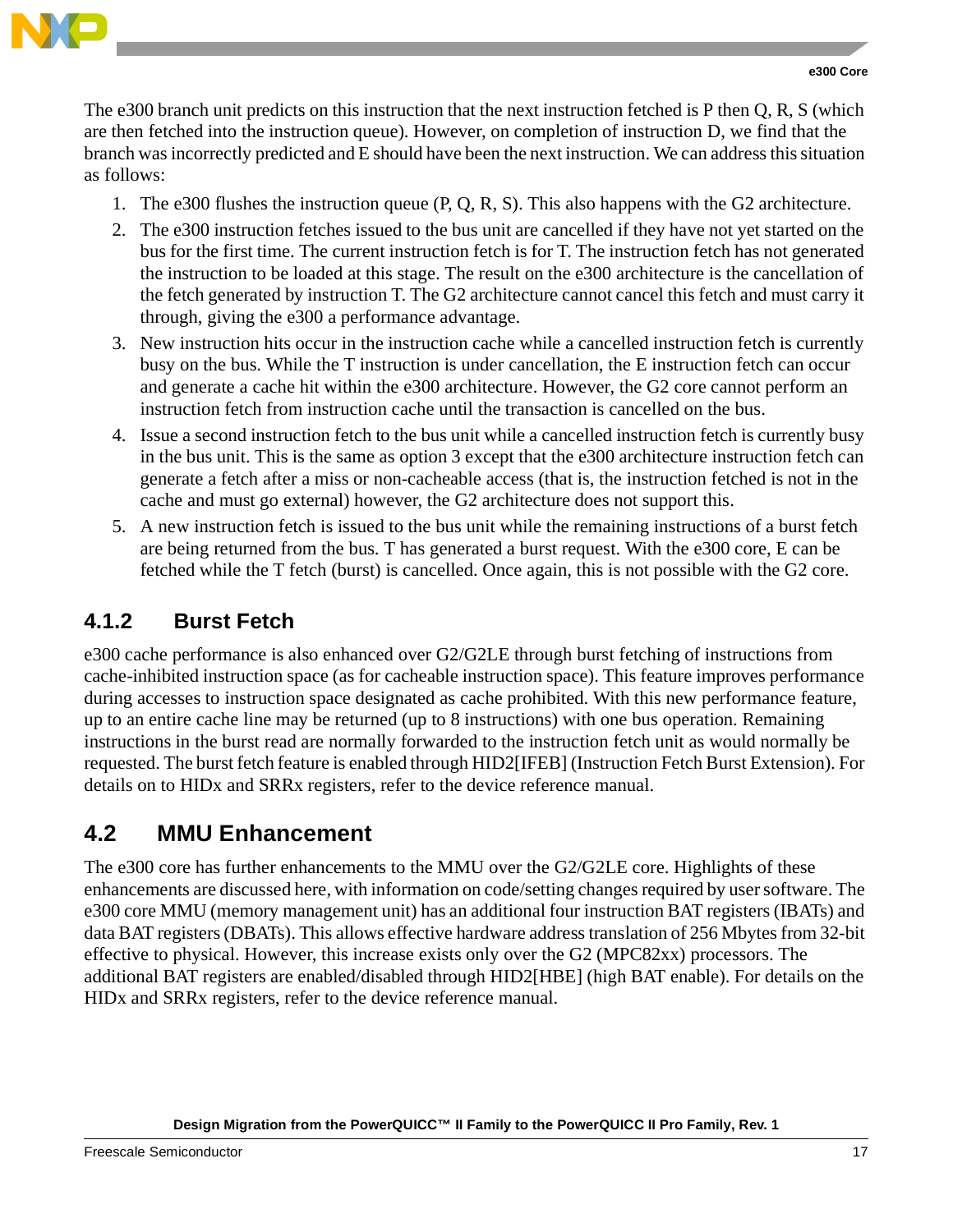The e300 branch unit predicts on this instruction that the next instruction fetched is P then Q, R, S (which are then fetched into the instruction queue). However, on completion of instruction D, we find that the branch was incorrectly predicted and E should have been the next instruction. We can address this situation as follows:

1. The e300 flushes the instruction queue (P, Q, R, S). This also happens with the G2 architecture.
2. The e300 instruction fetches issued to the bus unit are cancelled if they have not yet started on the bus for the first time. The current instruction fetch is for T. The instruction fetch has not generated the instruction to be loaded at this stage. The result on the e300 architecture is the cancellation of the fetch generated by instruction T. The G2 architecture cannot cancel this fetch and must carry it through, giving the e300 a performance advantage.
3. New instruction hits occur in the instruction cache while a cancelled instruction fetch is currently busy on the bus. While the T instruction is under cancellation, the E instruction fetch can occur and generate a cache hit within the e300 architecture. However, the G2 core cannot perform an instruction fetch from instruction cache until the transaction is cancelled on the bus.
4. Issue a second instruction fetch to the bus unit while a cancelled instruction fetch is currently busy in the bus unit. This is the same as option 3 except that the e300 architecture instruction fetch can generate a fetch after a miss or non-cacheable access (that is, the instruction fetched is not in the cache and must go external) however, the G2 architecture does not support this.
5. A new instruction fetch is issued to the bus unit while the remaining instructions of a burst fetch are being returned from the bus. T has generated a burst request. With the e300 core, E can be fetched while the T fetch (burst) is cancelled. Once again, this is not possible with the G2 core.

### 4.1.2 Burst Fetch

e300 cache performance is also enhanced over G2/G2LE through burst fetching of instructions from cache-inhibited instruction space (as for cacheable instruction space). This feature improves performance during accesses to instruction space designated as cache prohibited. With this new performance feature, up to an entire cache line may be returned (up to 8 instructions) with one bus operation. Remaining instructions in the burst read are normally forwarded to the instruction fetch unit as would normally be requested. The burst fetch feature is enabled through HID2[IFEB] (Instruction Fetch Burst Extension). For details on to HIDx and SRRx registers, refer to the device reference manual.

## 4.2 MMU Enhancement

The e300 core has further enhancements to the MMU over the G2/G2LE core. Highlights of these enhancements are discussed here, with information on code/setting changes required by user software. The e300 core MMU (memory management unit) has an additional four instruction BAT registers (IBATs) and data BAT registers (DBATs). This allows effective hardware address translation of 256 Mbytes from 32-bit effective to physical. However, this increase exists only over the G2 (MPC82xx) processors. The additional BAT registers are enabled/disabled through HID2[HBE] (high BAT enable). For details on the HIDx and SRRx registers, refer to the device reference manual.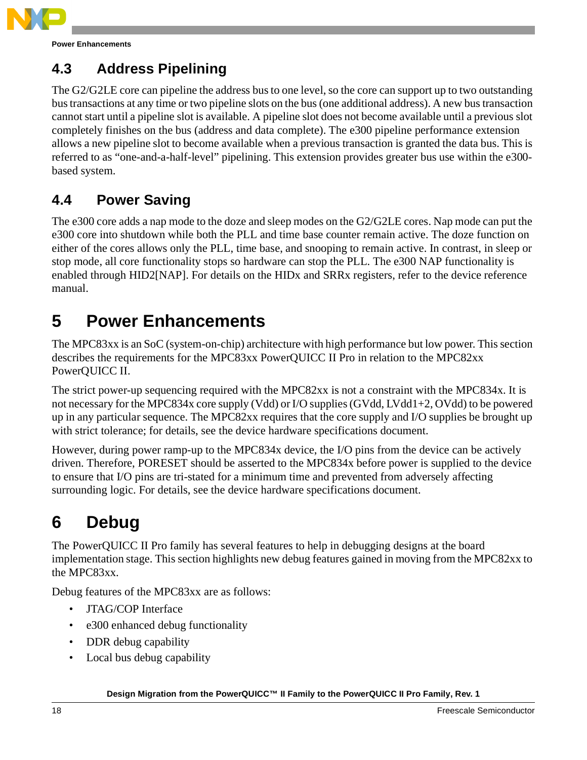## 4.3 Address Pipelining

The G2/G2LE core can pipeline the address bus to one level, so the core can support up to two outstanding bus transactions at any time or two pipeline slots on the bus (one additional address). A new bus transaction cannot start until a pipeline slot is available. A pipeline slot does not become available until a previous slot completely finishes on the bus (address and data complete). The e300 pipeline performance extension allows a new pipeline slot to become available when a previous transaction is granted the data bus. This is referred to as “one-and-a-half-level” pipelining. This extension provides greater bus use within the e300-based system.

## 4.4 Power Saving

The e300 core adds a nap mode to the doze and sleep modes on the G2/G2LE cores. Nap mode can put the e300 core into shutdown while both the PLL and time base counter remain active. The doze function on either of the cores allows only the PLL, time base, and snooping to remain active. In contrast, in sleep or stop mode, all core functionality stops so hardware can stop the PLL. The e300 NAP functionality is enabled through HID2[NAP]. For details on the HIDx and SRRx registers, refer to the device reference manual.

# 5 Power Enhancements

The MPC83xx is an SoC (system-on-chip) architecture with high performance but low power. This section describes the requirements for the MPC83xx PowerQUICC II Pro in relation to the MPC82xx PowerQUICC II.

The strict power-up sequencing required with the MPC82xx is not a constraint with the MPC834x. It is not necessary for the MPC834x core supply (Vdd) or I/O supplies (GVdd, LVdd1+2, OVdd) to be powered up in any particular sequence. The MPC82xx requires that the core supply and I/O supplies be brought up with strict tolerance; for details, see the device hardware specifications document.

However, during power ramp-up to the MPC834x device, the I/O pins from the device can be actively driven. Therefore, PORESET should be asserted to the MPC834x before power is supplied to the device to ensure that I/O pins are tri-stated for a minimum time and prevented from adversely affecting surrounding logic. For details, see the device hardware specifications document.

# 6 Debug

The PowerQUICC II Pro family has several features to help in debugging designs at the board implementation stage. This section highlights new debug features gained in moving from the MPC82xx to the MPC83xx.

Debug features of the MPC83xx are as follows:

- JTAG/COP Interface
- e300 enhanced debug functionality
- DDR debug capability
- Local bus debug capability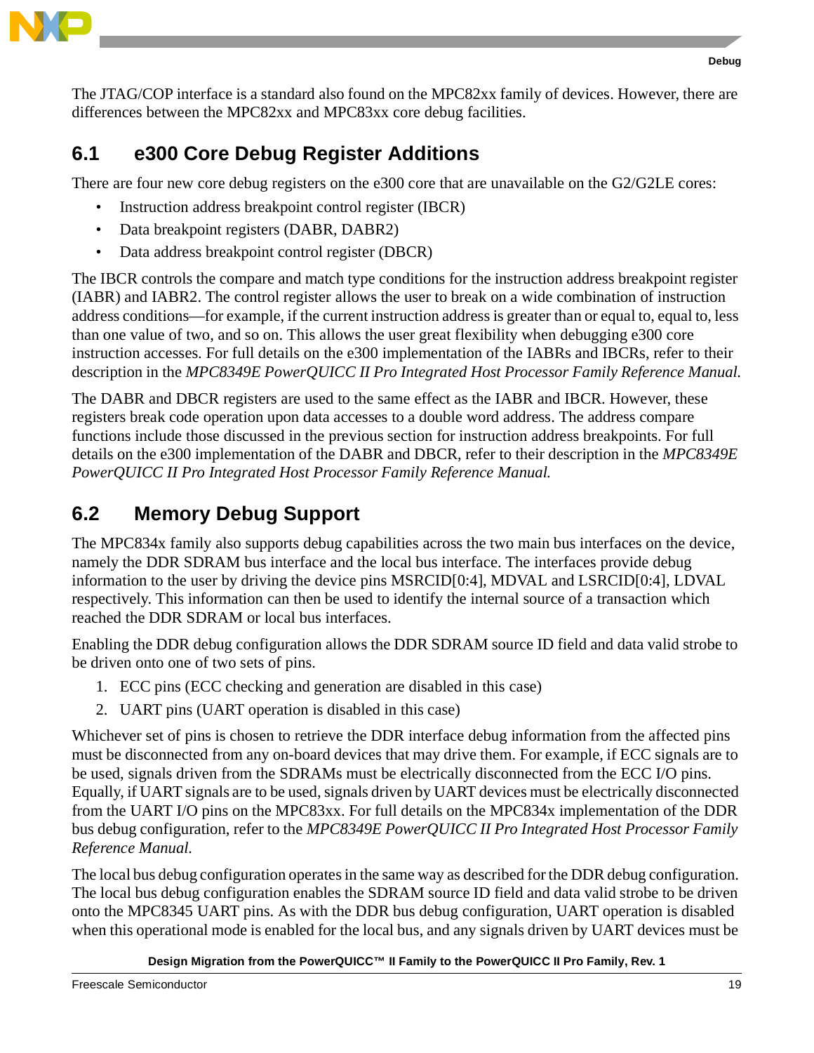The JTAG/COP interface is a standard also found on the MPC82xx family of devices. However, there are differences between the MPC82xx and MPC83xx core debug facilities.

## 6.1 e300 Core Debug Register Additions

There are four new core debug registers on the e300 core that are unavailable on the G2/G2LE cores:

- Instruction address breakpoint control register (IBCR)
- Data breakpoint registers (DABR, DABR2)
- Data address breakpoint control register (DBCR)

The IBCR controls the compare and match type conditions for the instruction address breakpoint register (IABR) and IABR2. The control register allows the user to break on a wide combination of instruction address conditions—for example, if the current instruction address is greater than or equal to, equal to, less than one value of two, and so on. This allows the user great flexibility when debugging e300 core instruction accesses. For full details on the e300 implementation of the IABRs and IBCRs, refer to their description in the *MPC8349E PowerQUICC II Pro Integrated Host Processor Family Reference Manual.*

The DABR and DBCR registers are used to the same effect as the IABR and IBCR. However, these registers break code operation upon data accesses to a double word address. The address compare functions include those discussed in the previous section for instruction address breakpoints. For full details on the e300 implementation of the DABR and DBCR, refer to their description in the *MPC8349E PowerQUICC II Pro Integrated Host Processor Family Reference Manual.*

## 6.2 Memory Debug Support

The MPC834x family also supports debug capabilities across the two main bus interfaces on the device, namely the DDR SDRAM bus interface and the local bus interface. The interfaces provide debug information to the user by driving the device pins MSRCID[0:4], MDVAL and LSRCID[0:4], LDVAL respectively. This information can then be used to identify the internal source of a transaction which reached the DDR SDRAM or local bus interfaces.

Enabling the DDR debug configuration allows the DDR SDRAM source ID field and data valid strobe to be driven onto one of two sets of pins.

1. ECC pins (ECC checking and generation are disabled in this case)
2. UART pins (UART operation is disabled in this case)

Whichever set of pins is chosen to retrieve the DDR interface debug information from the affected pins must be disconnected from any on-board devices that may drive them. For example, if ECC signals are to be used, signals driven from the SDRAMs must be electrically disconnected from the ECC I/O pins. Equally, if UART signals are to be used, signals driven by UART devices must be electrically disconnected from the UART I/O pins on the MPC83xx. For full details on the MPC834x implementation of the DDR bus debug configuration, refer to the *MPC8349E PowerQUICC II Pro Integrated Host Processor Family Reference Manual.*

The local bus debug configuration operates in the same way as described for the DDR debug configuration. The local bus debug configuration enables the SDRAM source ID field and data valid strobe to be driven onto the MPC8345 UART pins. As with the DDR bus debug configuration, UART operation is disabled when this operational mode is enabled for the local bus, and any signals driven by UART devices must be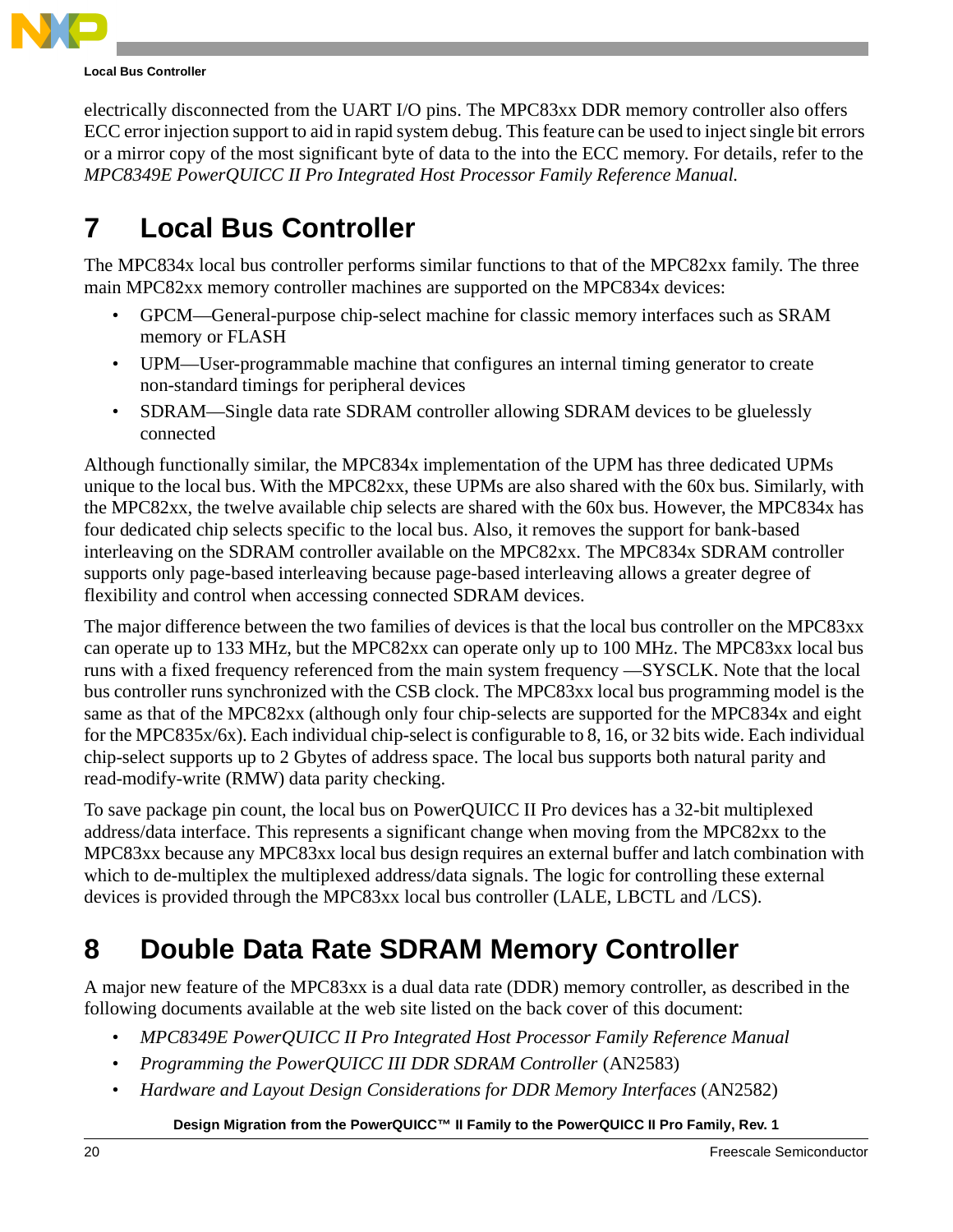electrically disconnected from the UART I/O pins. The MPC83xx DDR memory controller also offers ECC error injection support to aid in rapid system debug. This feature can be used to inject single bit errors or a mirror copy of the most significant byte of data to the into the ECC memory. For details, refer to the *MPC8349E PowerQUICC II Pro Integrated Host Processor Family Reference Manual.*

# 7 Local Bus Controller

The MPC834x local bus controller performs similar functions to that of the MPC82xx family. The three main MPC82xx memory controller machines are supported on the MPC834x devices:

- GPCM—General-purpose chip-select machine for classic memory interfaces such as SRAM memory or FLASH
- UPM—User-programmable machine that configures an internal timing generator to create non-standard timings for peripheral devices
- SDRAM—Single data rate SDRAM controller allowing SDRAM devices to be gluelessly connected

Although functionally similar, the MPC834x implementation of the UPM has three dedicated UPMs unique to the local bus. With the MPC82xx, these UPMs are also shared with the 60x bus. Similarly, with the MPC82xx, the twelve available chip selects are shared with the 60x bus. However, the MPC834x has four dedicated chip selects specific to the local bus. Also, it removes the support for bank-based interleaving on the SDRAM controller available on the MPC82xx. The MPC834x SDRAM controller supports only page-based interleaving because page-based interleaving allows a greater degree of flexibility and control when accessing connected SDRAM devices.

The major difference between the two families of devices is that the local bus controller on the MPC83xx can operate up to 133 MHz, but the MPC82xx can operate only up to 100 MHz. The MPC83xx local bus runs with a fixed frequency referenced from the main system frequency —SYSCLK. Note that the local bus controller runs synchronized with the CSB clock. The MPC83xx local bus programming model is the same as that of the MPC82xx (although only four chip-selects are supported for the MPC834x and eight for the MPC835x/6x). Each individual chip-select is configurable to 8, 16, or 32 bits wide. Each individual chip-select supports up to 2 Gbytes of address space. The local bus supports both natural parity and read-modify-write (RMW) data parity checking.

To save package pin count, the local bus on PowerQUICC II Pro devices has a 32-bit multiplexed address/data interface. This represents a significant change when moving from the MPC82xx to the MPC83xx because any MPC83xx local bus design requires an external buffer and latch combination with which to de-multiplex the multiplexed address/data signals. The logic for controlling these external devices is provided through the MPC83xx local bus controller (LALE, LBCTL and /LCS).

# 8 Double Data Rate SDRAM Memory Controller

A major new feature of the MPC83xx is a dual data rate (DDR) memory controller, as described in the following documents available at the web site listed on the back cover of this document:

- *MPC8349E PowerQUICC II Pro Integrated Host Processor Family Reference Manual*
- *Programming the PowerQUICC III DDR SDRAM Controller* (AN2583)
- *Hardware and Layout Design Considerations for DDR Memory Interfaces* (AN2582)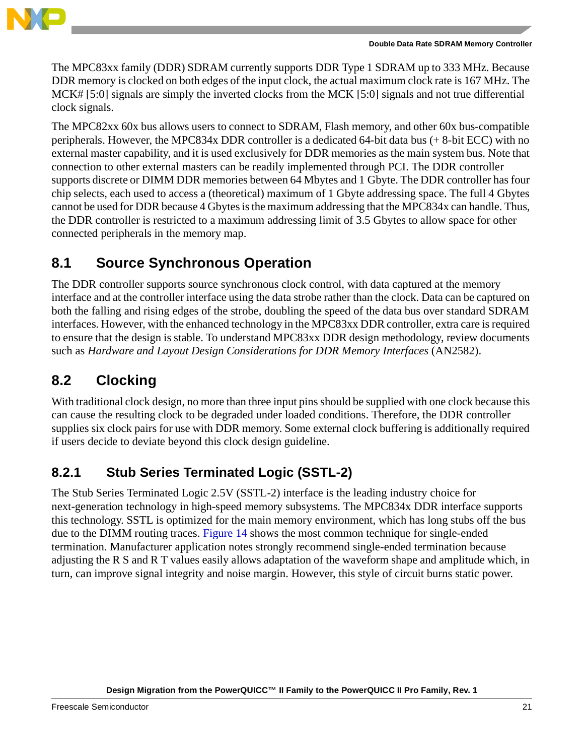The MPC83xx family (DDR) SDRAM currently supports DDR Type 1 SDRAM up to 333 MHz. Because DDR memory is clocked on both edges of the input clock, the actual maximum clock rate is 167 MHz. The MCK# [5:0] signals are simply the inverted clocks from the MCK [5:0] signals and not true differential clock signals.

The MPC82xx 60x bus allows users to connect to SDRAM, Flash memory, and other 60x bus-compatible peripherals. However, the MPC834x DDR controller is a dedicated 64-bit data bus (+ 8-bit ECC) with no external master capability, and it is used exclusively for DDR memories as the main system bus. Note that connection to other external masters can be readily implemented through PCI. The DDR controller supports discrete or DIMM DDR memories between 64 Mbytes and 1 Gbyte. The DDR controller has four chip selects, each used to access a (theoretical) maximum of 1 Gbyte addressing space. The full 4 Gbytes cannot be used for DDR because 4 Gbytes is the maximum addressing that the MPC834x can handle. Thus, the DDR controller is restricted to a maximum addressing limit of 3.5 Gbytes to allow space for other connected peripherals in the memory map.

## 8.1 Source Synchronous Operation

The DDR controller supports source synchronous clock control, with data captured at the memory interface and at the controller interface using the data strobe rather than the clock. Data can be captured on both the falling and rising edges of the strobe, doubling the speed of the data bus over standard SDRAM interfaces. However, with the enhanced technology in the MPC83xx DDR controller, extra care is required to ensure that the design is stable. To understand MPC83xx DDR design methodology, review documents such as *Hardware and Layout Design Considerations for DDR Memory Interfaces* (AN2582).

## 8.2 Clocking

With traditional clock design, no more than three input pins should be supplied with one clock because this can cause the resulting clock to be degraded under loaded conditions. Therefore, the DDR controller supplies six clock pairs for use with DDR memory. Some external clock buffering is additionally required if users decide to deviate beyond this clock design guideline.

### 8.2.1 Stub Series Terminated Logic (SSTL-2)

The Stub Series Terminated Logic 2.5V (SSTL-2) interface is the leading industry choice for next-generation technology in high-speed memory subsystems. The MPC834x DDR interface supports this technology. SSTL is optimized for the main memory environment, which has long stubs off the bus due to the DIMM routing traces. Figure 14 shows the most common technique for single-ended termination. Manufacturer application notes strongly recommend single-ended termination because adjusting the R S and R T values easily allows adaptation of the waveform shape and amplitude which, in turn, can improve signal integrity and noise margin. However, this style of circuit burns static power.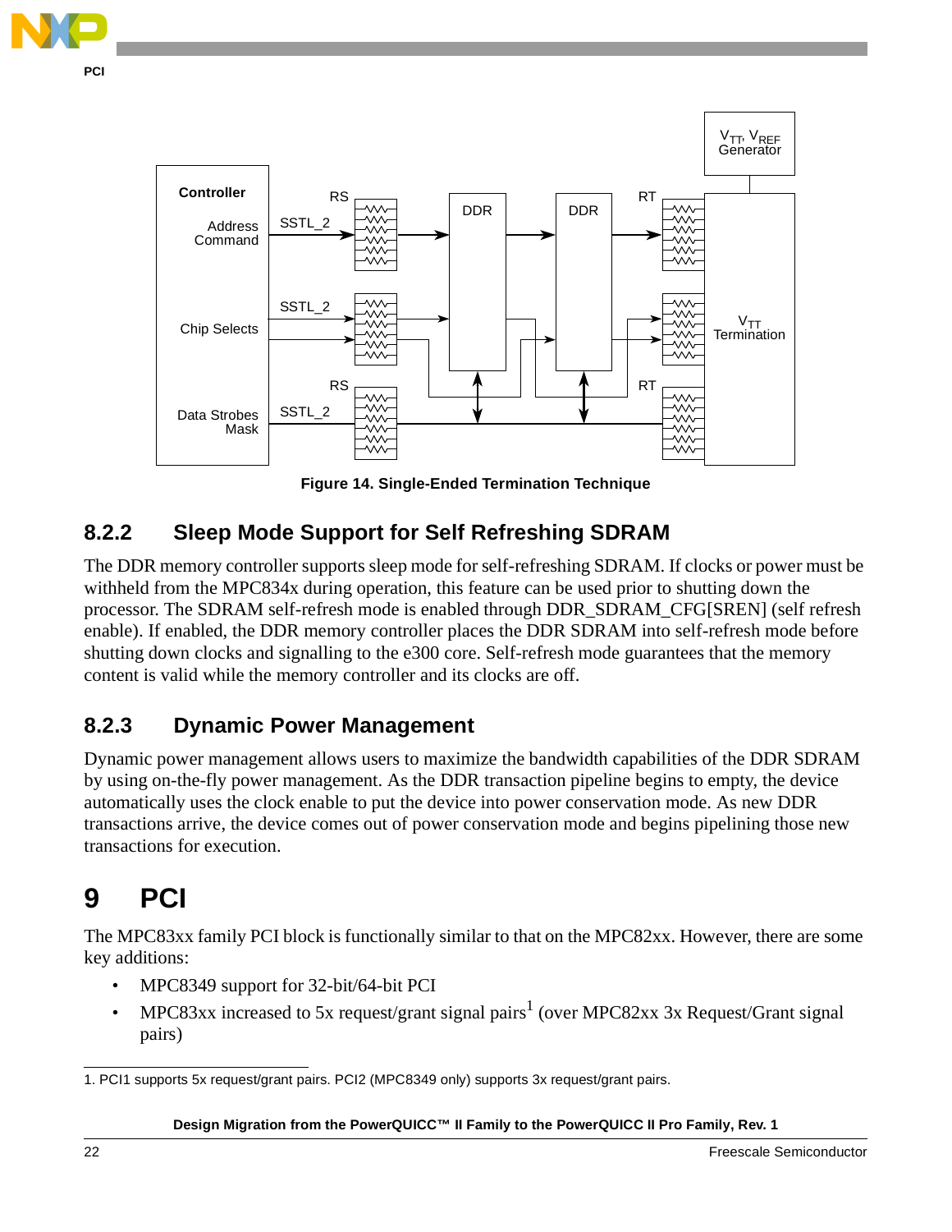Figure 14. Single-Ended Termination Technique

### 8.2.2 Sleep Mode Support for Self Refreshing SDRAM

The DDR memory controller supports sleep mode for self-refreshing SDRAM. If clocks or power must be withheld from the MPC834x during operation, this feature can be used prior to shutting down the processor. The SDRAM self-refresh mode is enabled through DDR_SDRAM_CFG[SREN] (self refresh enable). If enabled, the DDR memory controller places the DDR SDRAM into self-refresh mode before shutting down clocks and signalling to the e300 core. Self-refresh mode guarantees that the memory content is valid while the memory controller and its clocks are off.

### 8.2.3 Dynamic Power Management

Dynamic power management allows users to maximize the bandwidth capabilities of the DDR SDRAM by using on-the-fly power management. As the DDR transaction pipeline begins to empty, the device automatically uses the clock enable to put the device into power conservation mode. As new DDR transactions arrive, the device comes out of power conservation mode and begins pipelining those new transactions for execution.

# 9 PCI

The MPC83xx family PCI block is functionally similar to that on the MPC82xx. However, there are some key additions:

- MPC8349 support for 32-bit/64-bit PCI
- MPC83xx increased to 5x request/grant signal pairs[1] (over MPC82xx 3x Request/Grant signal pairs)

1. PCI1 supports 5x request/grant pairs. PCI2 (MPC8349 only) supports 3x request/grant pairs.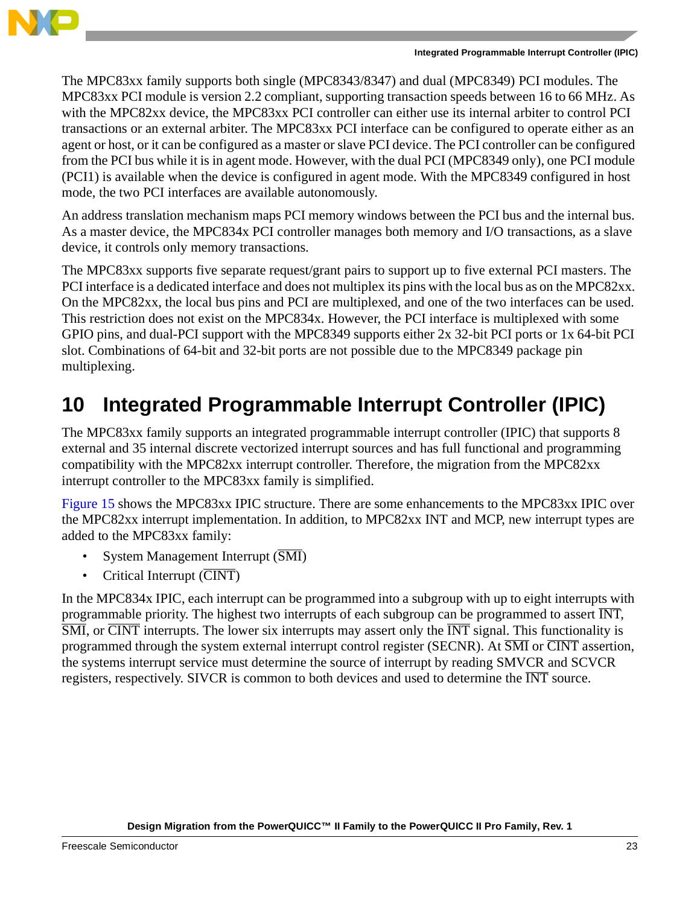The MPC83xx family supports both single (MPC8343/8347) and dual (MPC8349) PCI modules. The MPC83xx PCI module is version 2.2 compliant, supporting transaction speeds between 16 to 66 MHz. As with the MPC82xx device, the MPC83xx PCI controller can either use its internal arbiter to control PCI transactions or an external arbiter. The MPC83xx PCI interface can be configured to operate either as an agent or host, or it can be configured as a master or slave PCI device. The PCI controller can be configured from the PCI bus while it is in agent mode. However, with the dual PCI (MPC8349 only), one PCI module (PCI1) is available when the device is configured in agent mode. With the MPC8349 configured in host mode, the two PCI interfaces are available autonomously.

An address translation mechanism maps PCI memory windows between the PCI bus and the internal bus. As a master device, the MPC834x PCI controller manages both memory and I/O transactions, as a slave device, it controls only memory transactions.

The MPC83xx supports five separate request/grant pairs to support up to five external PCI masters. The PCI interface is a dedicated interface and does not multiplex its pins with the local bus as on the MPC82xx. On the MPC82xx, the local bus pins and PCI are multiplexed, and one of the two interfaces can be used. This restriction does not exist on the MPC834x. However, the PCI interface is multiplexed with some GPIO pins, and dual-PCI support with the MPC8349 supports either 2x 32-bit PCI ports or 1x 64-bit PCI slot. Combinations of 64-bit and 32-bit ports are not possible due to the MPC8349 package pin multiplexing.

# 10 Integrated Programmable Interrupt Controller (IPIC)

The MPC83xx family supports an integrated programmable interrupt controller (IPIC) that supports 8 external and 35 internal discrete vectorized interrupt sources and has full functional and programming compatibility with the MPC82xx interrupt controller. Therefore, the migration from the MPC82xx interrupt controller to the MPC83xx family is simplified.

Figure 15 shows the MPC83xx IPIC structure. There are some enhancements to the MPC83xx IPIC over the MPC82xx interrupt implementation. In addition, to MPC82xx INT and MCP, new interrupt types are added to the MPC83xx family:

- System Management Interrupt ($\overline{\text{SMI}}$)
- Critical Interrupt ($\overline{\text{CINT}}$)

In the MPC834x IPIC, each interrupt can be programmed into a subgroup with up to eight interrupts with programmable priority. The highest two interrupts of each subgroup can be programmed to assert $\overline{\text{INT}}$, $\overline{\text{SMI}}$, or $\overline{\text{CINT}}$ interrupts. The lower six interrupts may assert only the $\overline{\text{INT}}$ signal. This functionality is programmed through the system external interrupt control register (SECNR). At $\overline{\text{SMI}}$ or $\overline{\text{CINT}}$ assertion, the systems interrupt service must determine the source of interrupt by reading SMVCR and SCVCR registers, respectively. SIVCR is common to both devices and used to determine the $\overline{\text{INT}}$ source.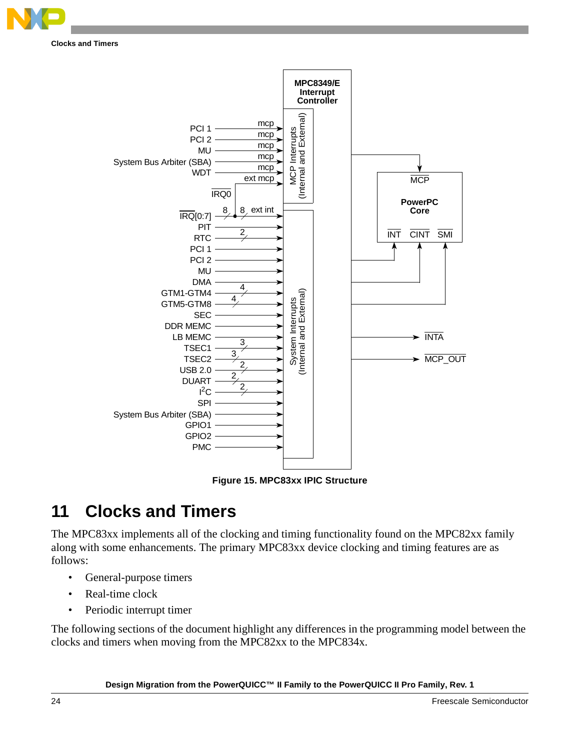Figure 15. MPC83xx IPIC Structure

# 11 Clocks and Timers

The MPC83xx implements all of the clocking and timing functionality found on the MPC82xx family along with some enhancements. The primary MPC83xx device clocking and timing features are as follows:

- General-purpose timers
- Real-time clock
- Periodic interrupt timer

The following sections of the document highlight any differences in the programming model between the clocks and timers when moving from the MPC82xx to the MPC834x.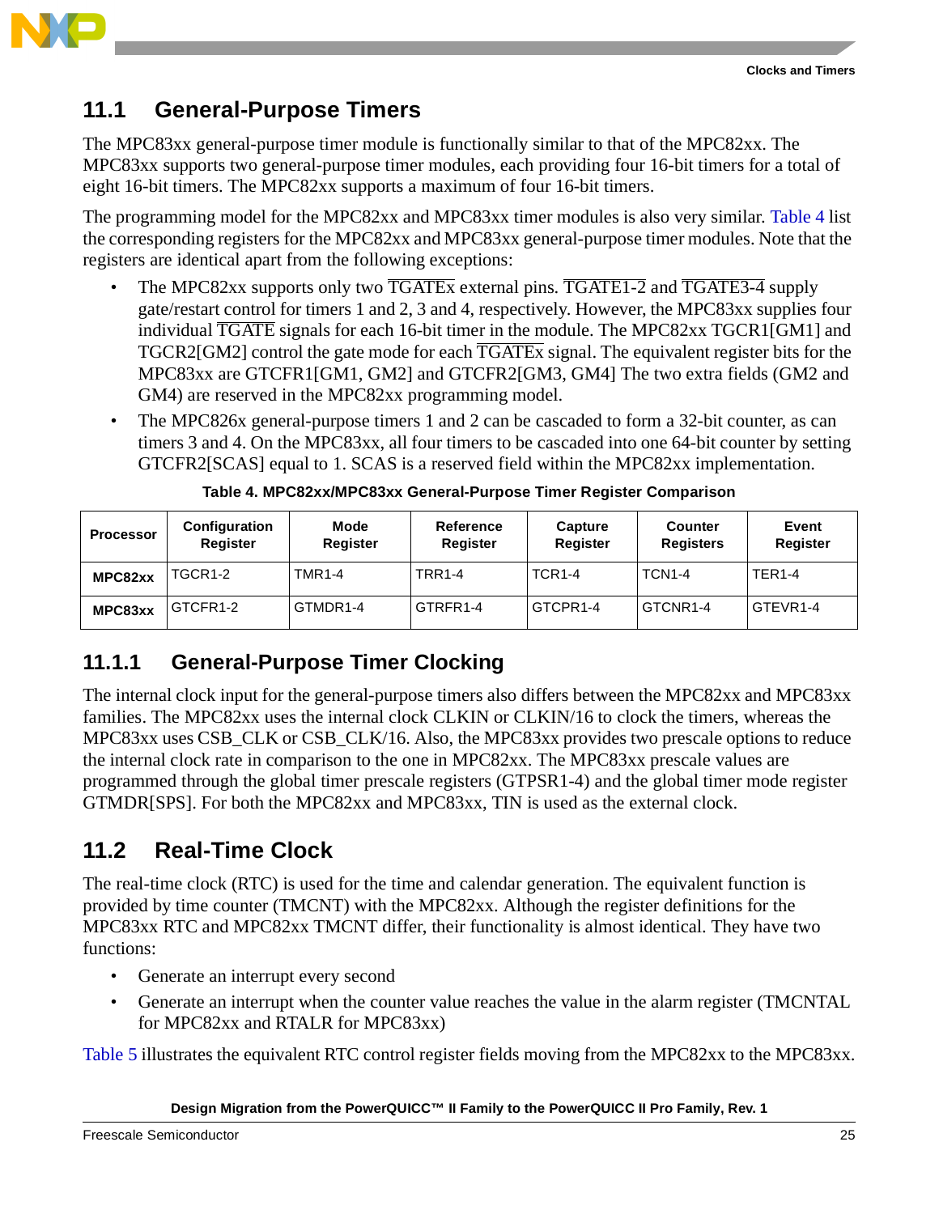## 11.1 General-Purpose Timers

The MPC83xx general-purpose timer module is functionally similar to that of the MPC82xx. The MPC83xx supports two general-purpose timer modules, each providing four 16-bit timers for a total of eight 16-bit timers. The MPC82xx supports a maximum of four 16-bit timers.

The programming model for the MPC82xx and MPC83xx timer modules is also very similar. Table 4 list the corresponding registers for the MPC82xx and MPC83xx general-purpose timer modules. Note that the registers are identical apart from the following exceptions:

- The MPC82xx supports only two $\overline{\text{TGATEx}}$ external pins. $\overline{\text{TGATE1-2}}$ and $\overline{\text{TGATE3-4}}$ supply gate/restart control for timers 1 and 2, 3 and 4, respectively. However, the MPC83xx supplies four individual $\overline{\text{TGATE}}$ signals for each 16-bit timer in the module. The MPC82xx TGCR1[GM1] and TGCR2[GM2] control the gate mode for each $\overline{\text{TGATEx}}$ signal. The equivalent register bits for the MPC83xx are GTCFR1[GM1, GM2] and GTCFR2[GM3, GM4] The two extra fields (GM2 and GM4) are reserved in the MPC82xx programming model.
- The MPC826x general-purpose timers 1 and 2 can be cascaded to form a 32-bit counter, as can timers 3 and 4. On the MPC83xx, all four timers to be cascaded into one 64-bit counter by setting GTCFR2[SCAS] equal to 1. SCAS is a reserved field within the MPC82xx implementation.

**Table 4. MPC82xx/MPC83xx General-Purpose Timer Register Comparison**

| Processor | Configuration Register | Mode Register | Reference Register | Capture Register | Counter Registers | Event Register |
|---|---|---|---|---|---|---|
| **MPC82xx** | TGCR1-2 | TMR1-4 | TRR1-4 | TCR1-4 | TCN1-4 | TER1-4 |
| **MPC83xx** | GTCFR1-2 | GTMDR1-4 | GTRFR1-4 | GTCPR1-4 | GTCNR1-4 | GTEVR1-4 |

### 11.1.1 General-Purpose Timer Clocking

The internal clock input for the general-purpose timers also differs between the MPC82xx and MPC83xx families. The MPC82xx uses the internal clock CLKIN or CLKIN/16 to clock the timers, whereas the MPC83xx uses CSB_CLK or CSB_CLK/16. Also, the MPC83xx provides two prescale options to reduce the internal clock rate in comparison to the one in MPC82xx. The MPC83xx prescale values are programmed through the global timer prescale registers (GTPSR1-4) and the global timer mode register GTMDR[SPS]. For both the MPC82xx and MPC83xx, TIN is used as the external clock.

## 11.2 Real-Time Clock

The real-time clock (RTC) is used for the time and calendar generation. The equivalent function is provided by time counter (TMCNT) with the MPC82xx. Although the register definitions for the MPC83xx RTC and MPC82xx TMCNT differ, their functionality is almost identical. They have two functions:

- Generate an interrupt every second
- Generate an interrupt when the counter value reaches the value in the alarm register (TMCNTAL for MPC82xx and RTALR for MPC83xx)

Table 5 illustrates the equivalent RTC control register fields moving from the MPC82xx to the MPC83xx.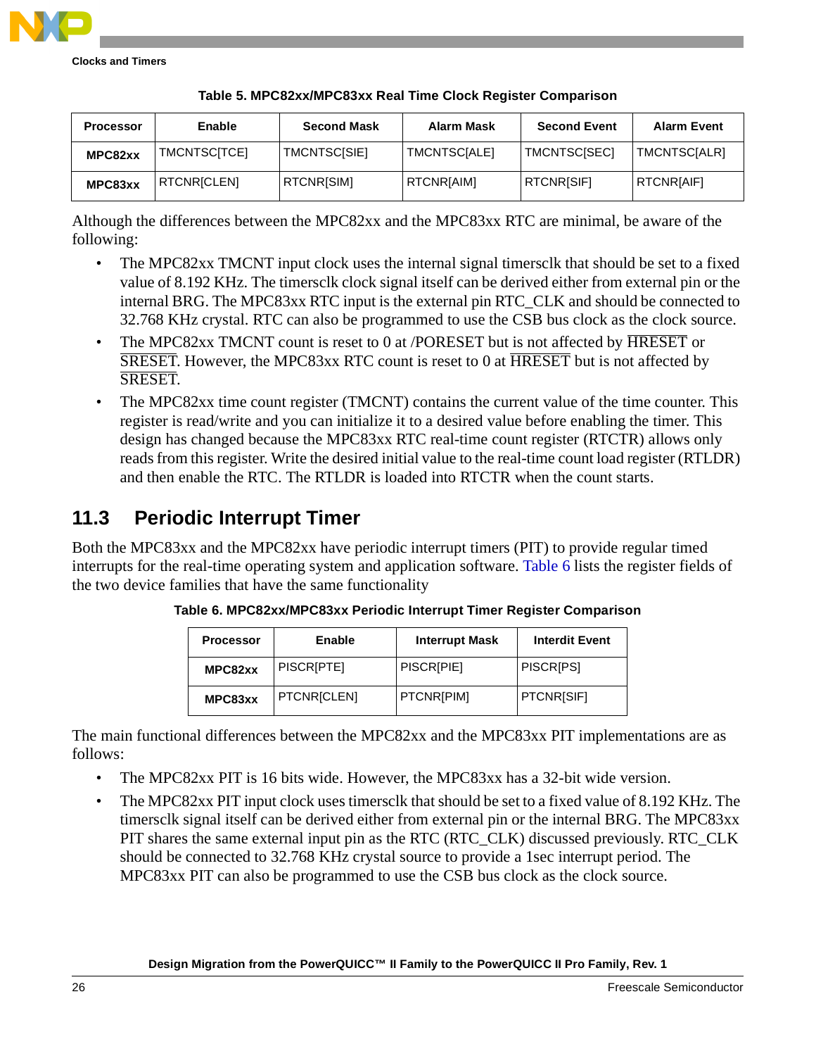Table 5. MPC82xx/MPC83xx Real Time Clock Register Comparison

| Processor | Enable | Second Mask | Alarm Mask | Second Event | Alarm Event |
|---|---|---|---|---|---|
| **MPC82xx** | TMCNTSC[TCE] | TMCNTSC[SIE] | TMCNTSC[ALE] | TMCNTSC[SEC] | TMCNTSC[ALR] |
| **MPC83xx** | RTCNR[CLEN] | RTCNR[SIM] | RTCNR[AIM] | RTCNR[SIF] | RTCNR[AIF] |

Although the differences between the MPC82xx and the MPC83xx RTC are minimal, be aware of the following:

- The MPC82xx TMCNT input clock uses the internal signal timersclk that should be set to a fixed value of 8.192 KHz. The timersclk clock signal itself can be derived either from external pin or the internal BRG. The MPC83xx RTC input is the external pin RTC_CLK and should be connected to 32.768 KHz crystal. RTC can also be programmed to use the CSB bus clock as the clock source.
- The MPC82xx TMCNT count is reset to 0 at /PORESET but is not affected by $\overline{\text{HRESET}}$ or $\overline{\text{SRESET}}$. However, the MPC83xx RTC count is reset to 0 at $\overline{\text{HRESET}}$ but is not affected by $\overline{\text{SRESET}}$.
- The MPC82xx time count register (TMCNT) contains the current value of the time counter. This register is read/write and you can initialize it to a desired value before enabling the timer. This design has changed because the MPC83xx RTC real-time count register (RTCTR) allows only reads from this register. Write the desired initial value to the real-time count load register (RTLDR) and then enable the RTC. The RTLDR is loaded into RTCTR when the count starts.

## 11.3 Periodic Interrupt Timer

Both the MPC83xx and the MPC82xx have periodic interrupt timers (PIT) to provide regular timed interrupts for the real-time operating system and application software. Table 6 lists the register fields of the two device families that have the same functionality

Table 6. MPC82xx/MPC83xx Periodic Interrupt Timer Register Comparison

| Processor | Enable | Interrupt Mask | Interdit Event |
|---|---|---|---|
| **MPC82xx** | PISCR[PTE] | PISCR[PIE] | PISCR[PS] |
| **MPC83xx** | PTCNR[CLEN] | PTCNR[PIM] | PTCNR[SIF] |

The main functional differences between the MPC82xx and the MPC83xx PIT implementations are as follows:

- The MPC82xx PIT is 16 bits wide. However, the MPC83xx has a 32-bit wide version.
- The MPC82xx PIT input clock uses timersclk that should be set to a fixed value of 8.192 KHz. The timersclk signal itself can be derived either from external pin or the internal BRG. The MPC83xx PIT shares the same external input pin as the RTC (RTC_CLK) discussed previously. RTC_CLK should be connected to 32.768 KHz crystal source to provide a 1sec interrupt period. The MPC83xx PIT can also be programmed to use the CSB bus clock as the clock source.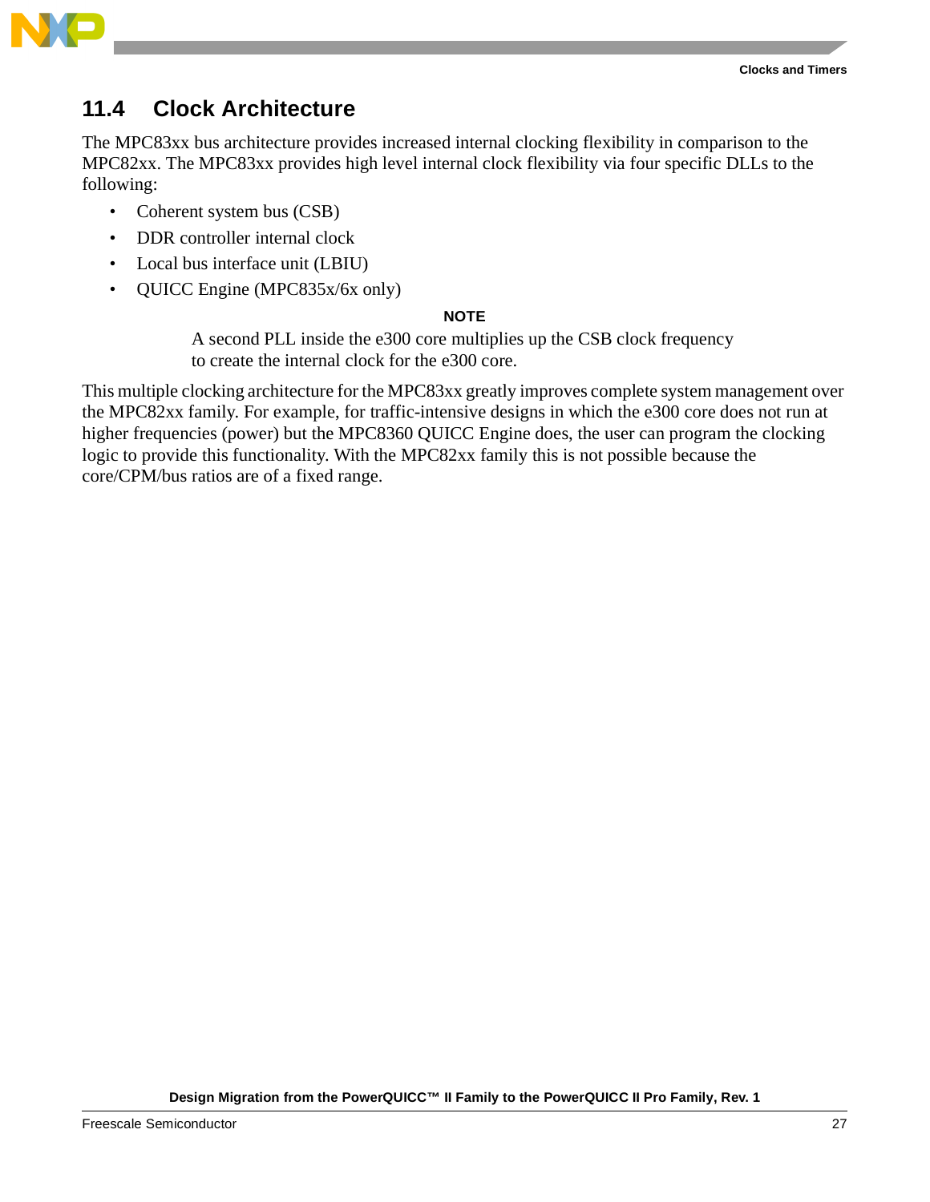## 11.4 Clock Architecture

The MPC83xx bus architecture provides increased internal clocking flexibility in comparison to the MPC82xx. The MPC83xx provides high level internal clock flexibility via four specific DLLs to the following:

- Coherent system bus (CSB)
- DDR controller internal clock
- Local bus interface unit (LBIU)
- QUICC Engine (MPC835x/6x only)

**NOTE**

A second PLL inside the e300 core multiplies up the CSB clock frequency to create the internal clock for the e300 core.

This multiple clocking architecture for the MPC83xx greatly improves complete system management over the MPC82xx family. For example, for traffic-intensive designs in which the e300 core does not run at higher frequencies (power) but the MPC8360 QUICC Engine does, the user can program the clocking logic to provide this functionality. With the MPC82xx family this is not possible because the core/CPM/bus ratios are of a fixed range.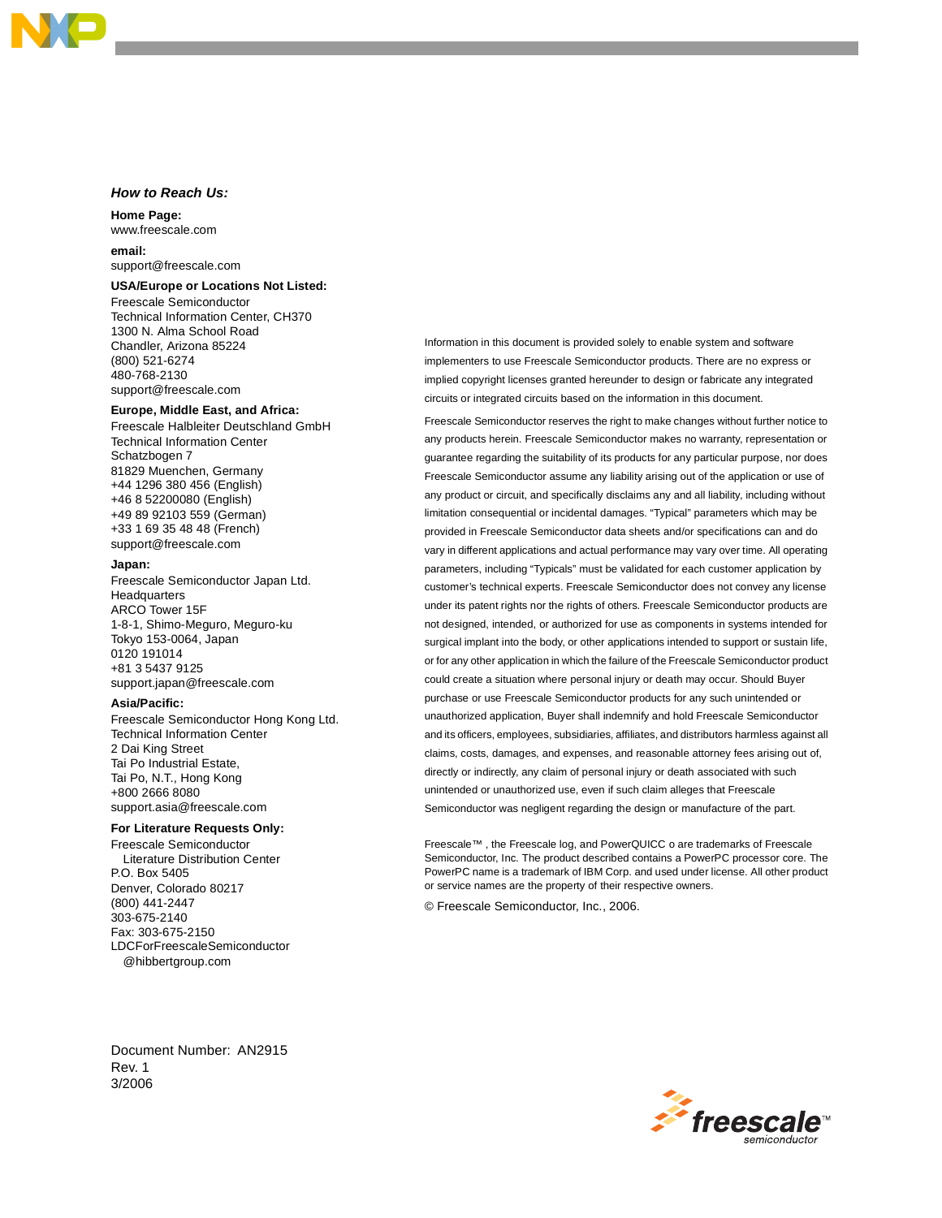*How to Reach Us:*

**Home Page:**
www.freescale.com

**email:**
support@freescale.com

**USA/Europe or Locations Not Listed:**
Freescale Semiconductor
Technical Information Center, CH370
1300 N. Alma School Road
Chandler, Arizona 85224
(800) 521-6274
480-768-2130
support@freescale.com

**Europe, Middle East, and Africa:**
Freescale Halbleiter Deutschland GmbH
Technical Information Center
Schatzbogen 7
81829 Muenchen, Germany
+44 1296 380 456 (English)
+46 8 52200080 (English)
+49 89 92103 559 (German)
+33 1 69 35 48 48 (French)
support@freescale.com

**Japan:**
Freescale Semiconductor Japan Ltd.
Headquarters
ARCO Tower 15F
1-8-1, Shimo-Meguro, Meguro-ku
Tokyo 153-0064, Japan
0120 191014
+81 3 5437 9125
support.japan@freescale.com

**Asia/Pacific:**
Freescale Semiconductor Hong Kong Ltd.
Technical Information Center
2 Dai King Street
Tai Po Industrial Estate,
Tai Po, N.T., Hong Kong
+800 2666 8080
support.asia@freescale.com

**For Literature Requests Only:**
Freescale Semiconductor
Literature Distribution Center
P.O. Box 5405
Denver, Colorado 80217
(800) 441-2447
303-675-2140
Fax: 303-675-2150
LDCForFreescaleSemiconductor
@hibbertgroup.com

Information in this document is provided solely to enable system and software implementers to use Freescale Semiconductor products. There are no express or implied copyright licenses granted hereunder to design or fabricate any integrated circuits or integrated circuits based on the information in this document.

Freescale Semiconductor reserves the right to make changes without further notice to any products herein. Freescale Semiconductor makes no warranty, representation or guarantee regarding the suitability of its products for any particular purpose, nor does Freescale Semiconductor assume any liability arising out of the application or use of any product or circuit, and specifically disclaims any and all liability, including without limitation consequential or incidental damages. "Typical" parameters which may be provided in Freescale Semiconductor data sheets and/or specifications can and do vary in different applications and actual performance may vary over time. All operating parameters, including "Typicals" must be validated for each customer application by customer's technical experts. Freescale Semiconductor does not convey any license under its patent rights nor the rights of others. Freescale Semiconductor products are not designed, intended, or authorized for use as components in systems intended for surgical implant into the body, or other applications intended to support or sustain life, or for any other application in which the failure of the Freescale Semiconductor product could create a situation where personal injury or death may occur. Should Buyer purchase or use Freescale Semiconductor products for any such unintended or unauthorized application, Buyer shall indemnify and hold Freescale Semiconductor and its officers, employees, subsidiaries, affiliates, and distributors harmless against all claims, costs, damages, and expenses, and reasonable attorney fees arising out of, directly or indirectly, any claim of personal injury or death associated with such unintended or unauthorized use, even if such claim alleges that Freescale Semiconductor was negligent regarding the design or manufacture of the part.

Freescale™ , the Freescale log, and PowerQUICC o are trademarks of Freescale Semiconductor, Inc. The product described contains a PowerPC processor core. The PowerPC name is a trademark of IBM Corp. and used under license. All other product or service names are the property of their respective owners.

© Freescale Semiconductor, Inc., 2006.

Document Number: AN2915
Rev. 1
3/2006